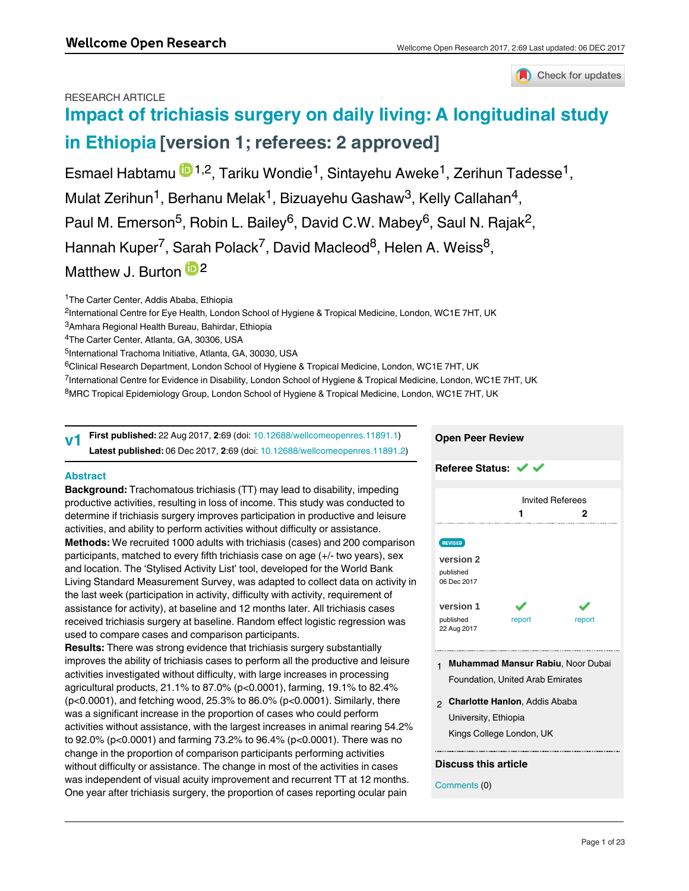RESEARCH ARTICLE

# Impact of trichiasis surgery on daily living: A longitudinal study in Ethiopia [version 1; referees: 2 approved]

Esmael Habtamu[1,2], Tariku Wondie[1], Sintayehu Aweke[1], Zerihun Tadesse[1], Mulat Zerihun[1], Berhanu Melak[1], Bizuayehu Gashaw[3], Kelly Callahan[4], Paul M. Emerson[5], Robin L. Bailey[6], David C.W. Mabey[6], Saul N. Rajak[2], Hannah Kuper[7], Sarah Polack[7], David Macleod[8], Helen A. Weiss[8], Matthew J. Burton[2]

[1]The Carter Center, Addis Ababa, Ethiopia
[2]International Centre for Eye Health, London School of Hygiene & Tropical Medicine, London, WC1E 7HT, UK
[3]Amhara Regional Health Bureau, Bahirdar, Ethiopia
[4]The Carter Center, Atlanta, GA, 30306, USA
[5]International Trachoma Initiative, Atlanta, GA, 30030, USA
[6]Clinical Research Department, London School of Hygiene & Tropical Medicine, London, WC1E 7HT, UK
[7]International Centre for Evidence in Disability, London School of Hygiene & Tropical Medicine, London, WC1E 7HT, UK
[8]MRC Tropical Epidemiology Group, London School of Hygiene & Tropical Medicine, London, WC1E 7HT, UK

**v1** **First published:** 22 Aug 2017, **2**:69 (doi: 10.12688/wellcomeopenres.11891.1)
**Latest published:** 06 Dec 2017, **2**:69 (doi: 10.12688/wellcomeopenres.11891.2)

## Abstract

**Background:** Trachomatous trichiasis (TT) may lead to disability, impeding productive activities, resulting in loss of income. This study was conducted to determine if trichiasis surgery improves participation in productive and leisure activities, and ability to perform activities without difficulty or assistance.

**Methods:** We recruited 1000 adults with trichiasis (cases) and 200 comparison participants, matched to every fifth trichiasis case on age (+/- two years), sex and location. The 'Stylised Activity List' tool, developed for the World Bank Living Standard Measurement Survey, was adapted to collect data on activity in the last week (participation in activity, difficulty with activity, requirement of assistance for activity), at baseline and 12 months later. All trichiasis cases received trichiasis surgery at baseline. Random effect logistic regression was used to compare cases and comparison participants.

**Results:** There was strong evidence that trichiasis surgery substantially improves the ability of trichiasis cases to perform all the productive and leisure activities investigated without difficulty, with large increases in processing agricultural products, 21.1% to 87.0% ($p<0.0001$), farming, 19.1% to 82.4% ($p<0.0001$), and fetching wood, 25.3% to 86.0% ($p<0.0001$). Similarly, there was a significant increase in the proportion of cases who could perform activities without assistance, with the largest increases in animal rearing 54.2% to 92.0% ($p<0.0001$) and farming 73.2% to 96.4% ($p<0.0001$). There was no change in the proportion of comparison participants performing activities without difficulty or assistance. The change in most of the activities in cases was independent of visual acuity improvement and recurrent TT at 12 months. One year after trichiasis surgery, the proportion of cases reporting ocular pain

**Open Peer Review**

**Referee Status:** ✓ ✓

| | Invited Referees | |
|---|---|---|
| | 1 | 2 |
| REVISED version 2 published 06 Dec 2017 | | |
| version 1 published 22 Aug 2017 | ✓ report | ✓ report |

1 **Muhammad Mansur Rabiu**, Noor Dubai Foundation, United Arab Emirates

2 **Charlotte Hanlon**, Addis Ababa University, Ethiopia
Kings College London, UK

**Discuss this article**

Comments (0)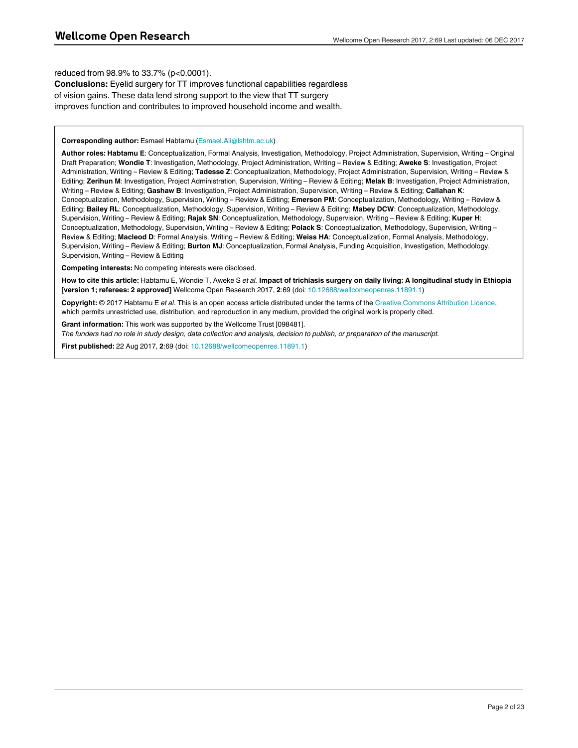reduced from 98.9% to 33.7% (p<0.0001).

**Conclusions:** Eyelid surgery for TT improves functional capabilities regardless of vision gains. These data lend strong support to the view that TT surgery improves function and contributes to improved household income and wealth.

**Corresponding author:** Esmael Habtamu (Esmael.Ali@lshtm.ac.uk)

**Author roles: Habtamu E**: Conceptualization, Formal Analysis, Investigation, Methodology, Project Administration, Supervision, Writing – Original Draft Preparation; **Wondie T**: Investigation, Methodology, Project Administration, Writing – Review & Editing; **Aweke S**: Investigation, Project Administration, Writing – Review & Editing; **Tadesse Z**: Conceptualization, Methodology, Project Administration, Supervision, Writing – Review & Editing; **Zerihun M**: Investigation, Project Administration, Supervision, Writing – Review & Editing; **Melak B**: Investigation, Project Administration, Writing – Review & Editing; **Gashaw B**: Investigation, Project Administration, Supervision, Writing – Review & Editing; **Callahan K**: Conceptualization, Methodology, Supervision, Writing – Review & Editing; **Emerson PM**: Conceptualization, Methodology, Writing – Review & Editing; **Bailey RL**: Conceptualization, Methodology, Supervision, Writing – Review & Editing; **Mabey DCW**: Conceptualization, Methodology, Supervision, Writing – Review & Editing; **Rajak SN**: Conceptualization, Methodology, Supervision, Writing – Review & Editing; **Kuper H**: Conceptualization, Methodology, Supervision, Writing – Review & Editing; **Polack S**: Conceptualization, Methodology, Supervision, Writing – Review & Editing; **Macleod D**: Formal Analysis, Writing – Review & Editing; **Weiss HA**: Conceptualization, Formal Analysis, Methodology, Supervision, Writing – Review & Editing; **Burton MJ**: Conceptualization, Formal Analysis, Funding Acquisition, Investigation, Methodology, Supervision, Writing – Review & Editing

**Competing interests:** No competing interests were disclosed.

**How to cite this article:** Habtamu E, Wondie T, Aweke S *et al.* **Impact of trichiasis surgery on daily living: A longitudinal study in Ethiopia [version 1; referees: 2 approved]** Wellcome Open Research 2017, **2**:69 (doi: 10.12688/wellcomeopenres.11891.1)

**Copyright:** © 2017 Habtamu E *et al*. This is an open access article distributed under the terms of the Creative Commons Attribution Licence, which permits unrestricted use, distribution, and reproduction in any medium, provided the original work is properly cited.

**Grant information:** This work was supported by the Wellcome Trust [098481].

*The funders had no role in study design, data collection and analysis, decision to publish, or preparation of the manuscript.*

**First published:** 22 Aug 2017, **2**:69 (doi: 10.12688/wellcomeopenres.11891.1)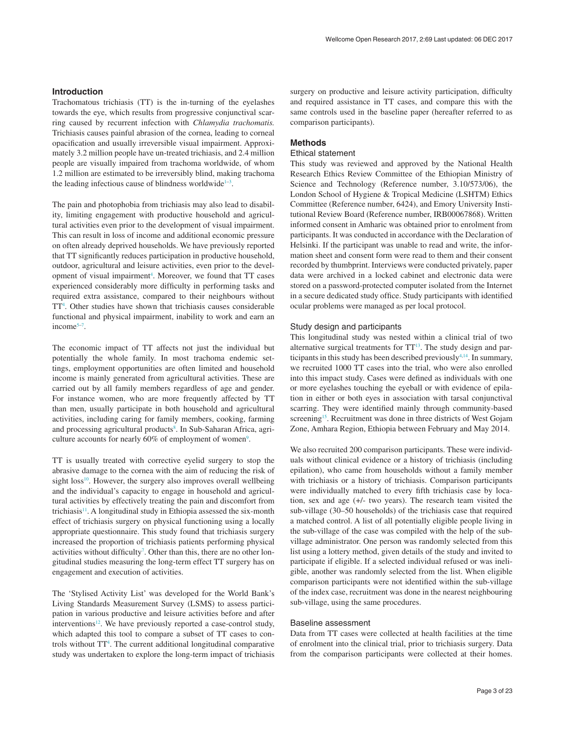## Introduction

Trachomatous trichiasis (TT) is the in-turning of the eyelashes towards the eye, which results from progressive conjunctival scarring caused by recurrent infection with *Chlamydia trachomatis.* Trichiasis causes painful abrasion of the cornea, leading to corneal opacification and usually irreversible visual impairment. Approximately 3.2 million people have un-treated trichiasis, and 2.4 million people are visually impaired from trachoma worldwide, of whom 1.2 million are estimated to be irreversibly blind, making trachoma the leading infectious cause of blindness worldwide[1–3].

The pain and photophobia from trichiasis may also lead to disability, limiting engagement with productive household and agricultural activities even prior to the development of visual impairment. This can result in loss of income and additional economic pressure on often already deprived households. We have previously reported that TT significantly reduces participation in productive household, outdoor, agricultural and leisure activities, even prior to the development of visual impairment[4]. Moreover, we found that TT cases experienced considerably more difficulty in performing tasks and required extra assistance, compared to their neighbours without TT[4]. Other studies have shown that trichiasis causes considerable functional and physical impairment, inability to work and earn an income[5–7].

The economic impact of TT affects not just the individual but potentially the whole family. In most trachoma endemic settings, employment opportunities are often limited and household income is mainly generated from agricultural activities. These are carried out by all family members regardless of age and gender. For instance women, who are more frequently affected by TT than men, usually participate in both household and agricultural activities, including caring for family members, cooking, farming and processing agricultural products[8]. In Sub-Saharan Africa, agriculture accounts for nearly 60% of employment of women[9].

TT is usually treated with corrective eyelid surgery to stop the abrasive damage to the cornea with the aim of reducing the risk of sight loss[10]. However, the surgery also improves overall wellbeing and the individual's capacity to engage in household and agricultural activities by effectively treating the pain and discomfort from trichiasis[11]. A longitudinal study in Ethiopia assessed the six-month effect of trichiasis surgery on physical functioning using a locally appropriate questionnaire. This study found that trichiasis surgery increased the proportion of trichiasis patients performing physical activities without difficulty[7]. Other than this, there are no other longitudinal studies measuring the long-term effect TT surgery has on engagement and execution of activities.

The 'Stylised Activity List' was developed for the World Bank's Living Standards Measurement Survey (LSMS) to assess participation in various productive and leisure activities before and after interventions[12]. We have previously reported a case-control study, which adapted this tool to compare a subset of TT cases to controls without TT[4]. The current additional longitudinal comparative study was undertaken to explore the long-term impact of trichiasis surgery on productive and leisure activity participation, difficulty and required assistance in TT cases, and compare this with the same controls used in the baseline paper (hereafter referred to as comparison participants).

## Methods

### Ethical statement

This study was reviewed and approved by the National Health Research Ethics Review Committee of the Ethiopian Ministry of Science and Technology (Reference number, 3.10/573/06), the London School of Hygiene & Tropical Medicine (LSHTM) Ethics Committee (Reference number, 6424), and Emory University Institutional Review Board (Reference number, IRB00067868). Written informed consent in Amharic was obtained prior to enrolment from participants. It was conducted in accordance with the Declaration of Helsinki. If the participant was unable to read and write, the information sheet and consent form were read to them and their consent recorded by thumbprint. Interviews were conducted privately, paper data were archived in a locked cabinet and electronic data were stored on a password-protected computer isolated from the Internet in a secure dedicated study office. Study participants with identified ocular problems were managed as per local protocol.

### Study design and participants

This longitudinal study was nested within a clinical trial of two alternative surgical treatments for TT[13]. The study design and participants in this study has been described previously[4,14]. In summary, we recruited 1000 TT cases into the trial, who were also enrolled into this impact study. Cases were defined as individuals with one or more eyelashes touching the eyeball or with evidence of epilation in either or both eyes in association with tarsal conjunctival scarring. They were identified mainly through community-based screening[15]. Recruitment was done in three districts of West Gojam Zone, Amhara Region, Ethiopia between February and May 2014.

We also recruited 200 comparison participants. These were individuals without clinical evidence or a history of trichiasis (including epilation), who came from households without a family member with trichiasis or a history of trichiasis. Comparison participants were individually matched to every fifth trichiasis case by location, sex and age (+/- two years). The research team visited the sub-village (30–50 households) of the trichiasis case that required a matched control. A list of all potentially eligible people living in the sub-village of the case was compiled with the help of the sub-village administrator. One person was randomly selected from this list using a lottery method, given details of the study and invited to participate if eligible. If a selected individual refused or was ineligible, another was randomly selected from the list. When eligible comparison participants were not identified within the sub-village of the index case, recruitment was done in the nearest neighbouring sub-village, using the same procedures.

### Baseline assessment

Data from TT cases were collected at health facilities at the time of enrolment into the clinical trial, prior to trichiasis surgery. Data from the comparison participants were collected at their homes.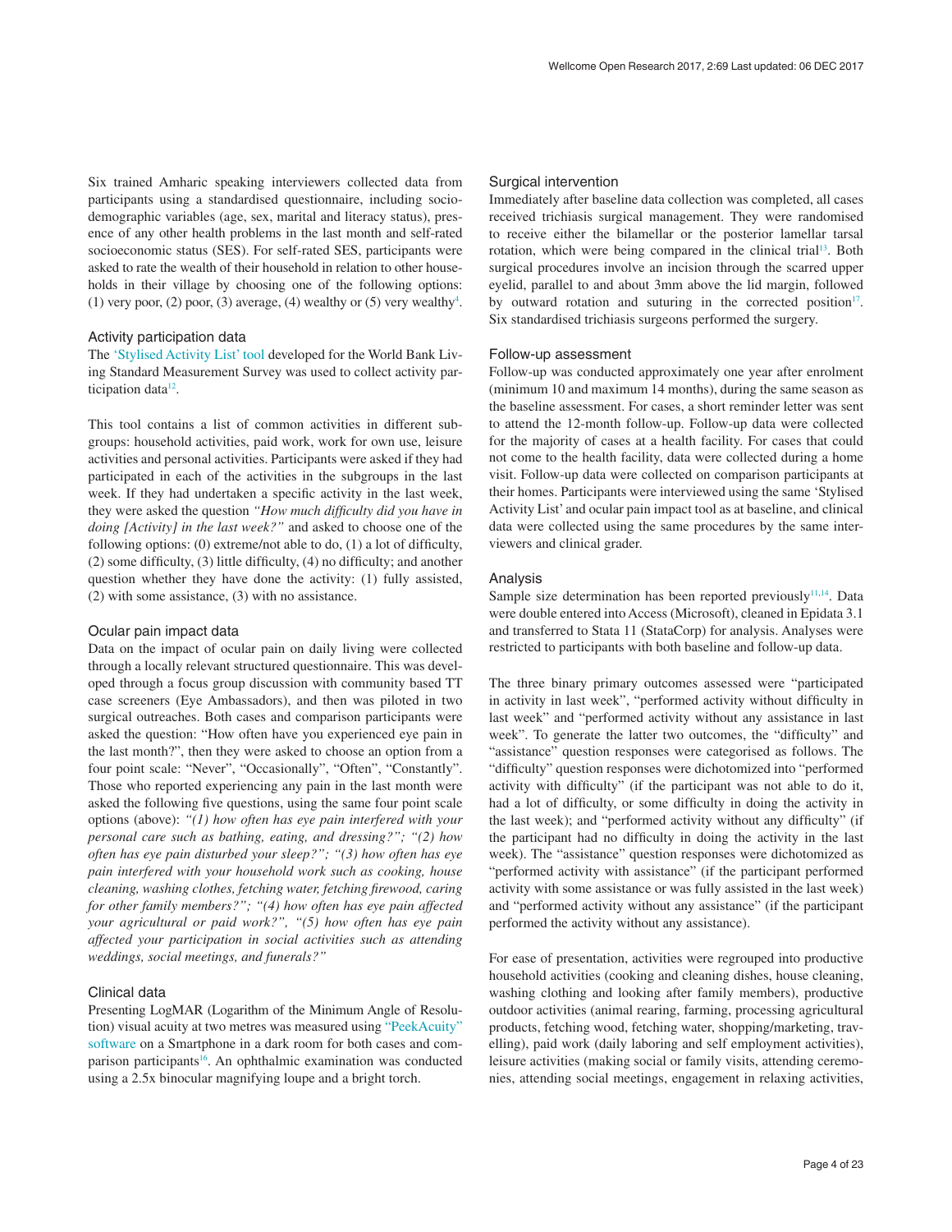Six trained Amharic speaking interviewers collected data from participants using a standardised questionnaire, including socio-demographic variables (age, sex, marital and literacy status), presence of any other health problems in the last month and self-rated socioeconomic status (SES). For self-rated SES, participants were asked to rate the wealth of their household in relation to other households in their village by choosing one of the following options: (1) very poor, (2) poor, (3) average, (4) wealthy or (5) very wealthy[4].

### Activity participation data

The 'Stylised Activity List' tool developed for the World Bank Living Standard Measurement Survey was used to collect activity participation data[12].

This tool contains a list of common activities in different subgroups: household activities, paid work, work for own use, leisure activities and personal activities. Participants were asked if they had participated in each of the activities in the subgroups in the last week. If they had undertaken a specific activity in the last week, they were asked the question *"How much difficulty did you have in doing [Activity] in the last week?"* and asked to choose one of the following options: (0) extreme/not able to do, (1) a lot of difficulty, (2) some difficulty, (3) little difficulty, (4) no difficulty; and another question whether they have done the activity: (1) fully assisted, (2) with some assistance, (3) with no assistance.

### Ocular pain impact data

Data on the impact of ocular pain on daily living were collected through a locally relevant structured questionnaire. This was developed through a focus group discussion with community based TT case screeners (Eye Ambassadors), and then was piloted in two surgical outreaches. Both cases and comparison participants were asked the question: "How often have you experienced eye pain in the last month?", then they were asked to choose an option from a four point scale: "Never", "Occasionally", "Often", "Constantly". Those who reported experiencing any pain in the last month were asked the following five questions, using the same four point scale options (above): *"(1) how often has eye pain interfered with your personal care such as bathing, eating, and dressing?"; "(2) how often has eye pain disturbed your sleep?"; "(3) how often has eye pain interfered with your household work such as cooking, house cleaning, washing clothes, fetching water, fetching firewood, caring for other family members?"; "(4) how often has eye pain affected your agricultural or paid work?", "(5) how often has eye pain affected your participation in social activities such as attending weddings, social meetings, and funerals?"*

### Clinical data

Presenting LogMAR (Logarithm of the Minimum Angle of Resolution) visual acuity at two metres was measured using "PeekAcuity" software on a Smartphone in a dark room for both cases and comparison participants[16]. An ophthalmic examination was conducted using a 2.5x binocular magnifying loupe and a bright torch.

### Surgical intervention

Immediately after baseline data collection was completed, all cases received trichiasis surgical management. They were randomised to receive either the bilamellar or the posterior lamellar tarsal rotation, which were being compared in the clinical trial[13]. Both surgical procedures involve an incision through the scarred upper eyelid, parallel to and about 3mm above the lid margin, followed by outward rotation and suturing in the corrected position[17]. Six standardised trichiasis surgeons performed the surgery.

### Follow-up assessment

Follow-up was conducted approximately one year after enrolment (minimum 10 and maximum 14 months), during the same season as the baseline assessment. For cases, a short reminder letter was sent to attend the 12-month follow-up. Follow-up data were collected for the majority of cases at a health facility. For cases that could not come to the health facility, data were collected during a home visit. Follow-up data were collected on comparison participants at their homes. Participants were interviewed using the same 'Stylised Activity List' and ocular pain impact tool as at baseline, and clinical data were collected using the same procedures by the same interviewers and clinical grader.

### Analysis

Sample size determination has been reported previously[11,14]. Data were double entered into Access (Microsoft), cleaned in Epidata 3.1 and transferred to Stata 11 (StataCorp) for analysis. Analyses were restricted to participants with both baseline and follow-up data.

The three binary primary outcomes assessed were "participated in activity in last week", "performed activity without difficulty in last week" and "performed activity without any assistance in last week". To generate the latter two outcomes, the "difficulty" and "assistance" question responses were categorised as follows. The "difficulty" question responses were dichotomized into "performed activity with difficulty" (if the participant was not able to do it, had a lot of difficulty, or some difficulty in doing the activity in the last week); and "performed activity without any difficulty" (if the participant had no difficulty in doing the activity in the last week). The "assistance" question responses were dichotomized as "performed activity with assistance" (if the participant performed activity with some assistance or was fully assisted in the last week) and "performed activity without any assistance" (if the participant performed the activity without any assistance).

For ease of presentation, activities were regrouped into productive household activities (cooking and cleaning dishes, house cleaning, washing clothing and looking after family members), productive outdoor activities (animal rearing, farming, processing agricultural products, fetching wood, fetching water, shopping/marketing, travelling), paid work (daily laboring and self employment activities), leisure activities (making social or family visits, attending ceremonies, attending social meetings, engagement in relaxing activities,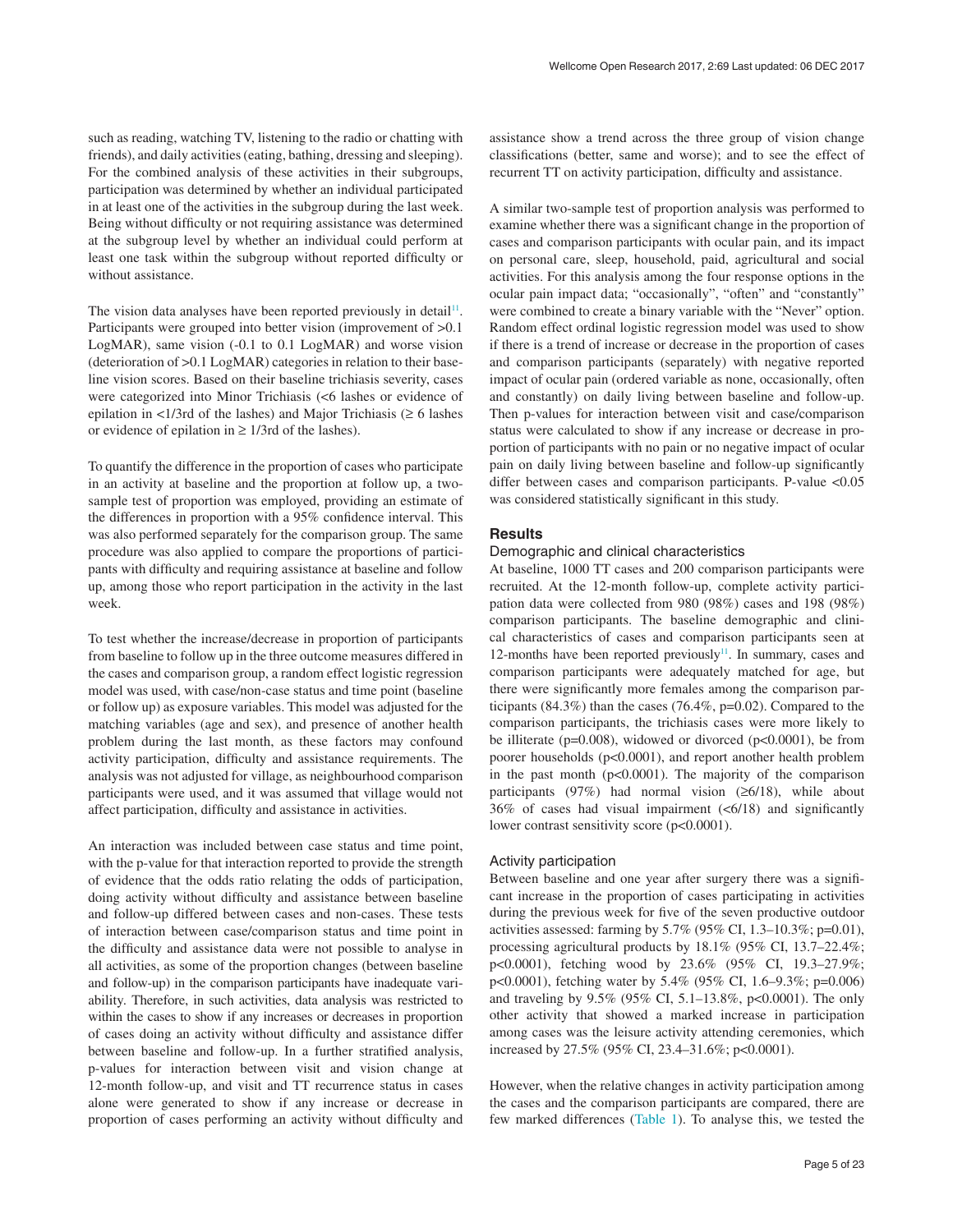such as reading, watching TV, listening to the radio or chatting with friends), and daily activities (eating, bathing, dressing and sleeping). For the combined analysis of these activities in their subgroups, participation was determined by whether an individual participated in at least one of the activities in the subgroup during the last week. Being without difficulty or not requiring assistance was determined at the subgroup level by whether an individual could perform at least one task within the subgroup without reported difficulty or without assistance.

The vision data analyses have been reported previously in detail[11]. Participants were grouped into better vision (improvement of >0.1 LogMAR), same vision (-0.1 to 0.1 LogMAR) and worse vision (deterioration of >0.1 LogMAR) categories in relation to their baseline vision scores. Based on their baseline trichiasis severity, cases were categorized into Minor Trichiasis (<6 lashes or evidence of epilation in <1/3rd of the lashes) and Major Trichiasis (≥ 6 lashes or evidence of epilation in ≥ 1/3rd of the lashes).

To quantify the difference in the proportion of cases who participate in an activity at baseline and the proportion at follow up, a two-sample test of proportion was employed, providing an estimate of the differences in proportion with a 95% confidence interval. This was also performed separately for the comparison group. The same procedure was also applied to compare the proportions of participants with difficulty and requiring assistance at baseline and follow up, among those who report participation in the activity in the last week.

To test whether the increase/decrease in proportion of participants from baseline to follow up in the three outcome measures differed in the cases and comparison group, a random effect logistic regression model was used, with case/non-case status and time point (baseline or follow up) as exposure variables. This model was adjusted for the matching variables (age and sex), and presence of another health problem during the last month, as these factors may confound activity participation, difficulty and assistance requirements. The analysis was not adjusted for village, as neighbourhood comparison participants were used, and it was assumed that village would not affect participation, difficulty and assistance in activities.

An interaction was included between case status and time point, with the p-value for that interaction reported to provide the strength of evidence that the odds ratio relating the odds of participation, doing activity without difficulty and assistance between baseline and follow-up differed between cases and non-cases. These tests of interaction between case/comparison status and time point in the difficulty and assistance data were not possible to analyse in all activities, as some of the proportion changes (between baseline and follow-up) in the comparison participants have inadequate variability. Therefore, in such activities, data analysis was restricted to within the cases to show if any increases or decreases in proportion of cases doing an activity without difficulty and assistance differ between baseline and follow-up. In a further stratified analysis, p-values for interaction between visit and vision change at 12-month follow-up, and visit and TT recurrence status in cases alone were generated to show if any increase or decrease in proportion of cases performing an activity without difficulty and assistance show a trend across the three group of vision change classifications (better, same and worse); and to see the effect of recurrent TT on activity participation, difficulty and assistance.

A similar two-sample test of proportion analysis was performed to examine whether there was a significant change in the proportion of cases and comparison participants with ocular pain, and its impact on personal care, sleep, household, paid, agricultural and social activities. For this analysis among the four response options in the ocular pain impact data; "occasionally", "often" and "constantly" were combined to create a binary variable with the "Never" option. Random effect ordinal logistic regression model was used to show if there is a trend of increase or decrease in the proportion of cases and comparison participants (separately) with negative reported impact of ocular pain (ordered variable as none, occasionally, often and constantly) on daily living between baseline and follow-up. Then p-values for interaction between visit and case/comparison status were calculated to show if any increase or decrease in proportion of participants with no pain or no negative impact of ocular pain on daily living between baseline and follow-up significantly differ between cases and comparison participants. P-value <0.05 was considered statistically significant in this study.

## Results

### Demographic and clinical characteristics

At baseline, 1000 TT cases and 200 comparison participants were recruited. At the 12-month follow-up, complete activity participation data were collected from 980 (98%) cases and 198 (98%) comparison participants. The baseline demographic and clinical characteristics of cases and comparison participants seen at 12-months have been reported previously[11]. In summary, cases and comparison participants were adequately matched for age, but there were significantly more females among the comparison participants (84.3%) than the cases (76.4%, p=0.02). Compared to the comparison participants, the trichiasis cases were more likely to be illiterate (p=0.008), widowed or divorced (p<0.0001), be from poorer households (p<0.0001), and report another health problem in the past month (p<0.0001). The majority of the comparison participants (97%) had normal vision (≥6/18), while about 36% of cases had visual impairment (<6/18) and significantly lower contrast sensitivity score (p<0.0001).

### Activity participation

Between baseline and one year after surgery there was a significant increase in the proportion of cases participating in activities during the previous week for five of the seven productive outdoor activities assessed: farming by 5.7% (95% CI, 1.3–10.3%; p=0.01), processing agricultural products by 18.1% (95% CI, 13.7–22.4%; p<0.0001), fetching wood by 23.6% (95% CI, 19.3–27.9%; p<0.0001), fetching water by 5.4% (95% CI, 1.6–9.3%; p=0.006) and traveling by 9.5% (95% CI, 5.1–13.8%, p<0.0001). The only other activity that showed a marked increase in participation among cases was the leisure activity attending ceremonies, which increased by 27.5% (95% CI, 23.4–31.6%; p<0.0001).

However, when the relative changes in activity participation among the cases and the comparison participants are compared, there are few marked differences (Table 1). To analyse this, we tested the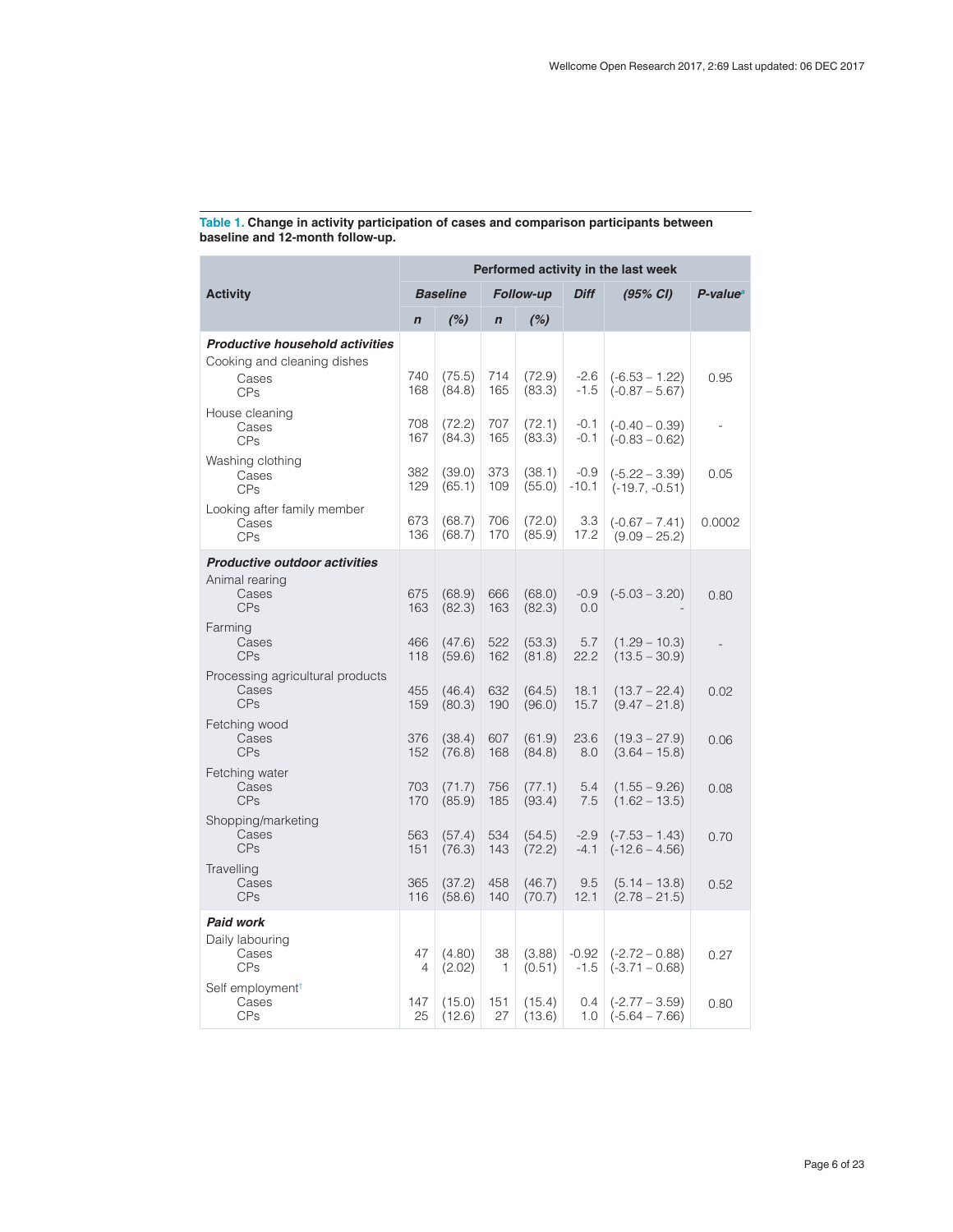**Table 1. Change in activity participation of cases and comparison participants between baseline and 12-month follow-up.**

| Activity | Performed activity in the last week | | | | | | |
|---|---|---|---|---|---|---|---|
| | *Baseline* | | *Follow-up* | | *Diff* | *(95% CI)* | *P-value*[a] |
| | *n* | *(%)* | *n* | *(%)* | | | |
| ***Productive household activities*** | | | | | | | |
| Cooking and cleaning dishes | | | | | | | |
| Cases | 740 | (75.5) | 714 | (72.9) | -2.6 | (-6.53 – 1.22) | 0.95 |
| CPs | 168 | (84.8) | 165 | (83.3) | -1.5 | (-0.87 – 5.67) | |
| House cleaning | | | | | | | |
| Cases | 708 | (72.2) | 707 | (72.1) | -0.1 | (-0.40 – 0.39) | - |
| CPs | 167 | (84.3) | 165 | (83.3) | -0.1 | (-0.83 – 0.62) | |
| Washing clothing | | | | | | | |
| Cases | 382 | (39.0) | 373 | (38.1) | -0.9 | (-5.22 – 3.39) | 0.05 |
| CPs | 129 | (65.1) | 109 | (55.0) | -10.1 | (-19.7, -0.51) | |
| Looking after family member | | | | | | | |
| Cases | 673 | (68.7) | 706 | (72.0) | 3.3 | (-0.67 – 7.41) | 0.0002 |
| CPs | 136 | (68.7) | 170 | (85.9) | 17.2 | (9.09 – 25.2) | |
| ***Productive outdoor activities*** | | | | | | | |
| Animal rearing | | | | | | | |
| Cases | 675 | (68.9) | 666 | (68.0) | -0.9 | (-5.03 – 3.20) | 0.80 |
| CPs | 163 | (82.3) | 163 | (82.3) | 0.0 | - | |
| Farming | | | | | | | |
| Cases | 466 | (47.6) | 522 | (53.3) | 5.7 | (1.29 – 10.3) | - |
| CPs | 118 | (59.6) | 162 | (81.8) | 22.2 | (13.5 – 30.9) | |
| Processing agricultural products | | | | | | | |
| Cases | 455 | (46.4) | 632 | (64.5) | 18.1 | (13.7 – 22.4) | 0.02 |
| CPs | 159 | (80.3) | 190 | (96.0) | 15.7 | (9.47 – 21.8) | |
| Fetching wood | | | | | | | |
| Cases | 376 | (38.4) | 607 | (61.9) | 23.6 | (19.3 – 27.9) | 0.06 |
| CPs | 152 | (76.8) | 168 | (84.8) | 8.0 | (3.64 – 15.8) | |
| Fetching water | | | | | | | |
| Cases | 703 | (71.7) | 756 | (77.1) | 5.4 | (1.55 – 9.26) | 0.08 |
| CPs | 170 | (85.9) | 185 | (93.4) | 7.5 | (1.62 – 13.5) | |
| Shopping/marketing | | | | | | | |
| Cases | 563 | (57.4) | 534 | (54.5) | -2.9 | (-7.53 – 1.43) | 0.70 |
| CPs | 151 | (76.3) | 143 | (72.2) | -4.1 | (-12.6 – 4.56) | |
| Travelling | | | | | | | |
| Cases | 365 | (37.2) | 458 | (46.7) | 9.5 | (5.14 – 13.8) | 0.52 |
| CPs | 116 | (58.6) | 140 | (70.7) | 12.1 | (2.78 – 21.5) | |
| ***Paid work*** | | | | | | | |
| Daily labouring | | | | | | | |
| Cases | 47 | (4.80) | 38 | (3.88) | -0.92 | (-2.72 – 0.88) | 0.27 |
| CPs | 4 | (2.02) | 1 | (0.51) | -1.5 | (-3.71 – 0.68) | |
| Self employment[†] | | | | | | | |
| Cases | 147 | (15.0) | 151 | (15.4) | 0.4 | (-2.77 – 3.59) | 0.80 |
| CPs | 25 | (12.6) | 27 | (13.6) | 1.0 | (-5.64 – 7.66) | |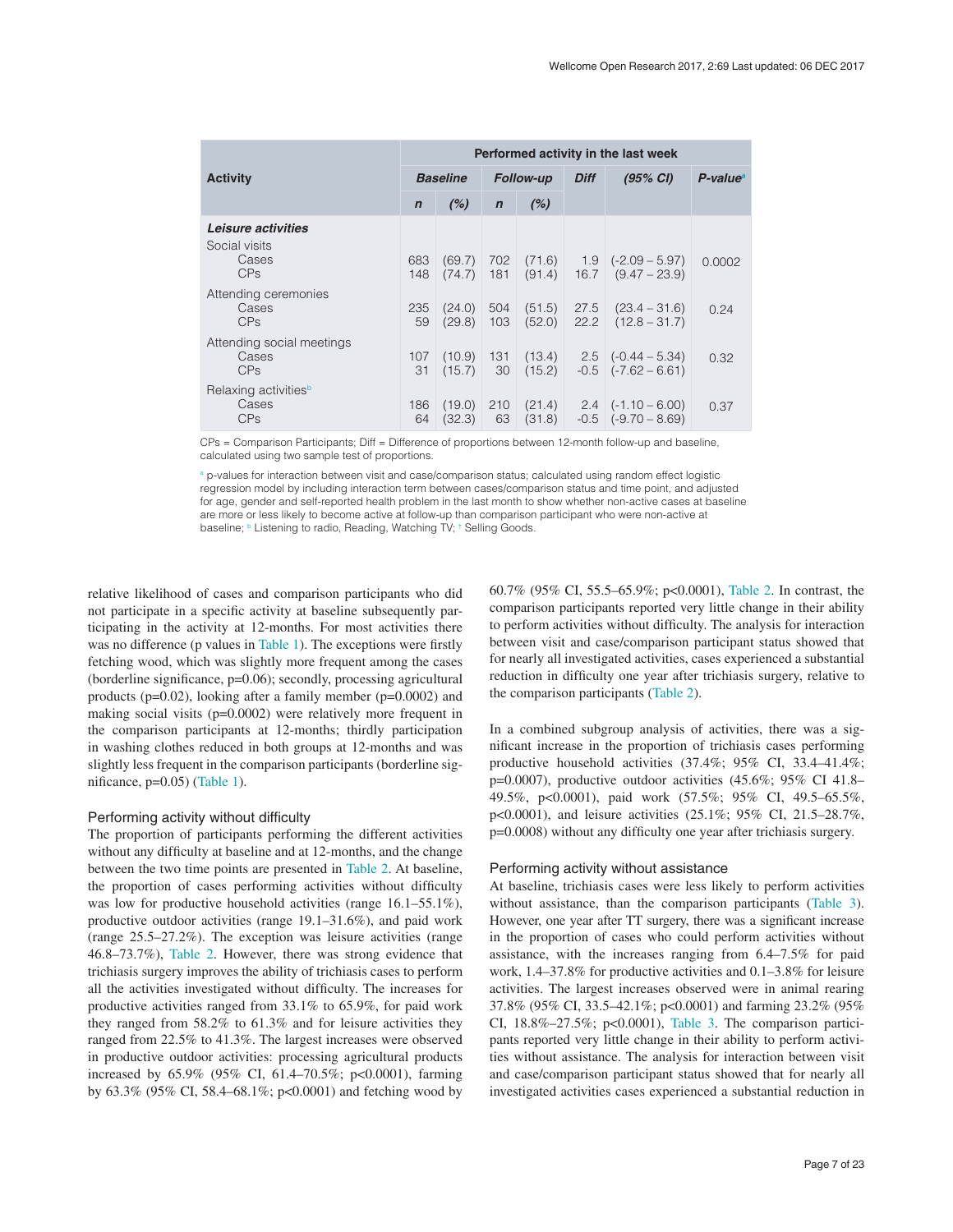| Activity | Performed activity in the last week | | | | | | |
|---|---|---|---|---|---|---|---|
| | Baseline | | Follow-up | | Diff | (95% CI) | P-value[a] |
| | n | (%) | n | (%) | | | |
| ***Leisure activities*** | | | | | | | |
| Social visits | | | | | | | |
| Cases | 683 | (69.7) | 702 | (71.6) | 1.9 | (-2.09 – 5.97) | 0.0002 |
| CPs | 148 | (74.7) | 181 | (91.4) | 16.7 | (9.47 – 23.9) | |
| Attending ceremonies | | | | | | | |
| Cases | 235 | (24.0) | 504 | (51.5) | 27.5 | (23.4 – 31.6) | 0.24 |
| CPs | 59 | (29.8) | 103 | (52.0) | 22.2 | (12.8 – 31.7) | |
| Attending social meetings | | | | | | | |
| Cases | 107 | (10.9) | 131 | (13.4) | 2.5 | (-0.44 – 5.34) | 0.32 |
| CPs | 31 | (15.7) | 30 | (15.2) | -0.5 | (-7.62 – 6.61) | |
| Relaxing activities[b] | | | | | | | |
| Cases | 186 | (19.0) | 210 | (21.4) | 2.4 | (-1.10 – 6.00) | 0.37 |
| CPs | 64 | (32.3) | 63 | (31.8) | -0.5 | (-9.70 – 8.69) | |

CPs = Comparison Participants; Diff = Difference of proportions between 12-month follow-up and baseline, calculated using two sample test of proportions.

[a] p-values for interaction between visit and case/comparison status; calculated using random effect logistic regression model by including interaction term between cases/comparison status and time point, and adjusted for age, gender and self-reported health problem in the last month to show whether non-active cases at baseline are more or less likely to become active at follow-up than comparison participant who were non-active at baseline; [b] Listening to radio, Reading, Watching TV; [c] Selling Goods.

relative likelihood of cases and comparison participants who did not participate in a specific activity at baseline subsequently participating in the activity at 12-months. For most activities there was no difference (p values in Table 1). The exceptions were firstly fetching wood, which was slightly more frequent among the cases (borderline significance, p=0.06); secondly, processing agricultural products (p=0.02), looking after a family member (p=0.0002) and making social visits (p=0.0002) were relatively more frequent in the comparison participants at 12-months; thirdly participation in washing clothes reduced in both groups at 12-months and was slightly less frequent in the comparison participants (borderline significance, p=0.05) (Table 1).

### Performing activity without difficulty

The proportion of participants performing the different activities without any difficulty at baseline and at 12-months, and the change between the two time points are presented in Table 2. At baseline, the proportion of cases performing activities without difficulty was low for productive household activities (range 16.1–55.1%), productive outdoor activities (range 19.1–31.6%), and paid work (range 25.5–27.2%). The exception was leisure activities (range 46.8–73.7%), Table 2. However, there was strong evidence that trichiasis surgery improves the ability of trichiasis cases to perform all the activities investigated without difficulty. The increases for productive activities ranged from 33.1% to 65.9%, for paid work they ranged from 58.2% to 61.3% and for leisure activities they ranged from 22.5% to 41.3%. The largest increases were observed in productive outdoor activities: processing agricultural products increased by 65.9% (95% CI, 61.4–70.5%; p<0.0001), farming by 63.3% (95% CI, 58.4–68.1%; p<0.0001) and fetching wood by 60.7% (95% CI, 55.5–65.9%; p<0.0001), Table 2. In contrast, the comparison participants reported very little change in their ability to perform activities without difficulty. The analysis for interaction between visit and case/comparison participant status showed that for nearly all investigated activities, cases experienced a substantial reduction in difficulty one year after trichiasis surgery, relative to the comparison participants (Table 2).

In a combined subgroup analysis of activities, there was a significant increase in the proportion of trichiasis cases performing productive household activities (37.4%; 95% CI, 33.4–41.4%; p=0.0007), productive outdoor activities (45.6%; 95% CI 41.8–49.5%, p<0.0001), paid work (57.5%; 95% CI, 49.5–65.5%, p<0.0001), and leisure activities (25.1%; 95% CI, 21.5–28.7%, p=0.0008) without any difficulty one year after trichiasis surgery.

### Performing activity without assistance

At baseline, trichiasis cases were less likely to perform activities without assistance, than the comparison participants (Table 3). However, one year after TT surgery, there was a significant increase in the proportion of cases who could perform activities without assistance, with the increases ranging from 6.4–7.5% for paid work, 1.4–37.8% for productive activities and 0.1–3.8% for leisure activities. The largest increases observed were in animal rearing 37.8% (95% CI, 33.5–42.1%; p<0.0001) and farming 23.2% (95% CI, 18.8%–27.5%; p<0.0001), Table 3. The comparison participants reported very little change in their ability to perform activities without assistance. The analysis for interaction between visit and case/comparison participant status showed that for nearly all investigated activities cases experienced a substantial reduction in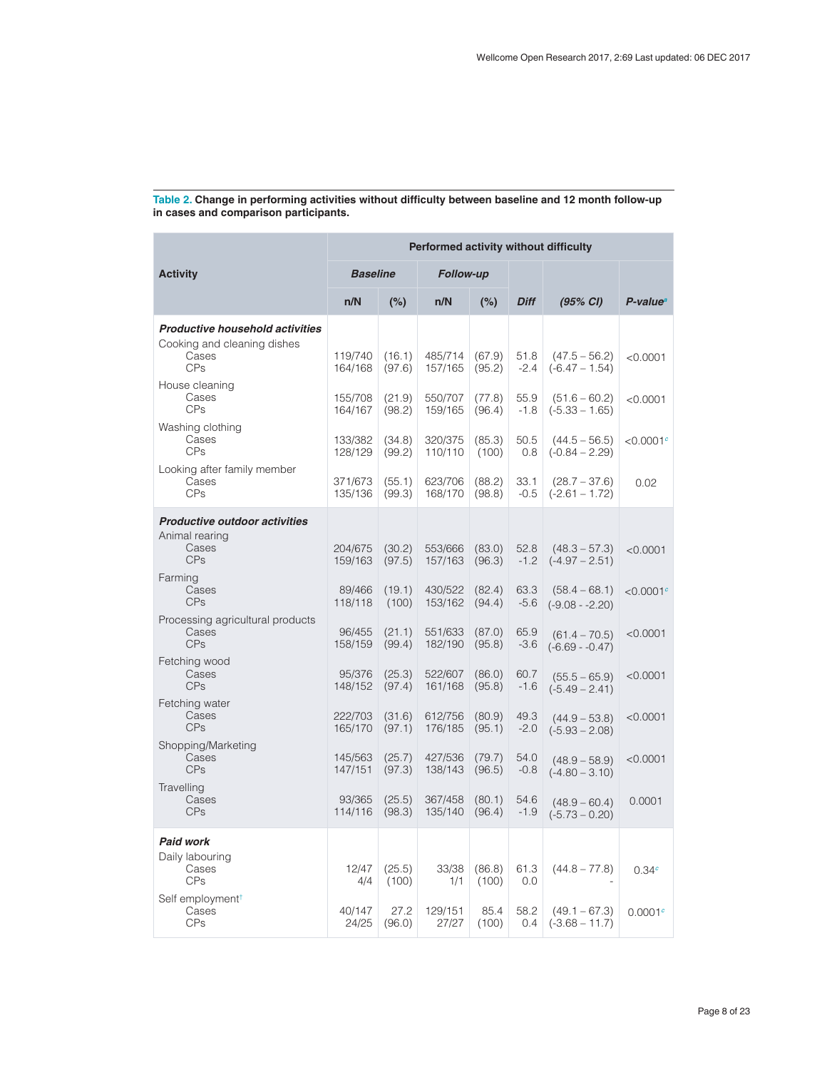**Table 2. Change in performing activities without difficulty between baseline and 12 month follow-up in cases and comparison participants.**

| Activity | Performed activity without difficulty | | | | | | |
|---|---|---|---|---|---|---|---|
| | *Baseline* | | *Follow-up* | | | | |
| | n/N | (%) | n/N | (%) | *Diff* | *(95% CI)* | *P-value*[a] |
| ***Productive household activities*** | | | | | | | |
| Cooking and cleaning dishes | | | | | | | |
| Cases | 119/740 | (16.1) | 485/714 | (67.9) | 51.8 | (47.5 – 56.2) | <0.0001 |
| CPs | 164/168 | (97.6) | 157/165 | (95.2) | -2.4 | (-6.47 – 1.54) | |
| House cleaning | | | | | | | |
| Cases | 155/708 | (21.9) | 550/707 | (77.8) | 55.9 | (51.6 – 60.2) | <0.0001 |
| CPs | 164/167 | (98.2) | 159/165 | (96.4) | -1.8 | (-5.33 – 1.65) | |
| Washing clothing | | | | | | | |
| Cases | 133/382 | (34.8) | 320/375 | (85.3) | 50.5 | (44.5 – 56.5) | <0.0001[c] |
| CPs | 128/129 | (99.2) | 110/110 | (100) | 0.8 | (-0.84 – 2.29) | |
| Looking after family member | | | | | | | |
| Cases | 371/673 | (55.1) | 623/706 | (88.2) | 33.1 | (28.7 – 37.6) | 0.02 |
| CPs | 135/136 | (99.3) | 168/170 | (98.8) | -0.5 | (-2.61 – 1.72) | |
| ***Productive outdoor activities*** | | | | | | | |
| Animal rearing | | | | | | | |
| Cases | 204/675 | (30.2) | 553/666 | (83.0) | 52.8 | (48.3 – 57.3) | <0.0001 |
| CPs | 159/163 | (97.5) | 157/163 | (96.3) | -1.2 | (-4.97 – 2.51) | |
| Farming | | | | | | | |
| Cases | 89/466 | (19.1) | 430/522 | (82.4) | 63.3 | (58.4 – 68.1) | <0.0001[c] |
| CPs | 118/118 | (100) | 153/162 | (94.4) | -5.6 | (-9.08 - -2.20) | |
| Processing agricultural products | | | | | | | |
| Cases | 96/455 | (21.1) | 551/633 | (87.0) | 65.9 | (61.4 – 70.5) | <0.0001 |
| CPs | 158/159 | (99.4) | 182/190 | (95.8) | -3.6 | (-6.69 - -0.47) | |
| Fetching wood | | | | | | | |
| Cases | 95/376 | (25.3) | 522/607 | (86.0) | 60.7 | (55.5 – 65.9) | <0.0001 |
| CPs | 148/152 | (97.4) | 161/168 | (95.8) | -1.6 | (-5.49 – 2.41) | |
| Fetching water | | | | | | | |
| Cases | 222/703 | (31.6) | 612/756 | (80.9) | 49.3 | (44.9 – 53.8) | <0.0001 |
| CPs | 165/170 | (97.1) | 176/185 | (95.1) | -2.0 | (-5.93 – 2.08) | |
| Shopping/Marketing | | | | | | | |
| Cases | 145/563 | (25.7) | 427/536 | (79.7) | 54.0 | (48.9 – 58.9) | <0.0001 |
| CPs | 147/151 | (97.3) | 138/143 | (96.5) | -0.8 | (-4.80 – 3.10) | |
| Travelling | | | | | | | |
| Cases | 93/365 | (25.5) | 367/458 | (80.1) | 54.6 | (48.9 – 60.4) | 0.0001 |
| CPs | 114/116 | (98.3) | 135/140 | (96.4) | -1.9 | (-5.73 – 0.20) | |
| ***Paid work*** | | | | | | | |
| Daily labouring | | | | | | | |
| Cases | 12/47 | (25.5) | 33/38 | (86.8) | 61.3 | (44.8 – 77.8) | 0.34[c] |
| CPs | 4/4 | (100) | 1/1 | (100) | 0.0 | - | |
| Self employment[†] | | | | | | | |
| Cases | 40/147 | 27.2 | 129/151 | 85.4 | 58.2 | (49.1 – 67.3) | 0.0001[c] |
| CPs | 24/25 | (96.0) | 27/27 | (100) | 0.4 | (-3.68 – 11.7) | |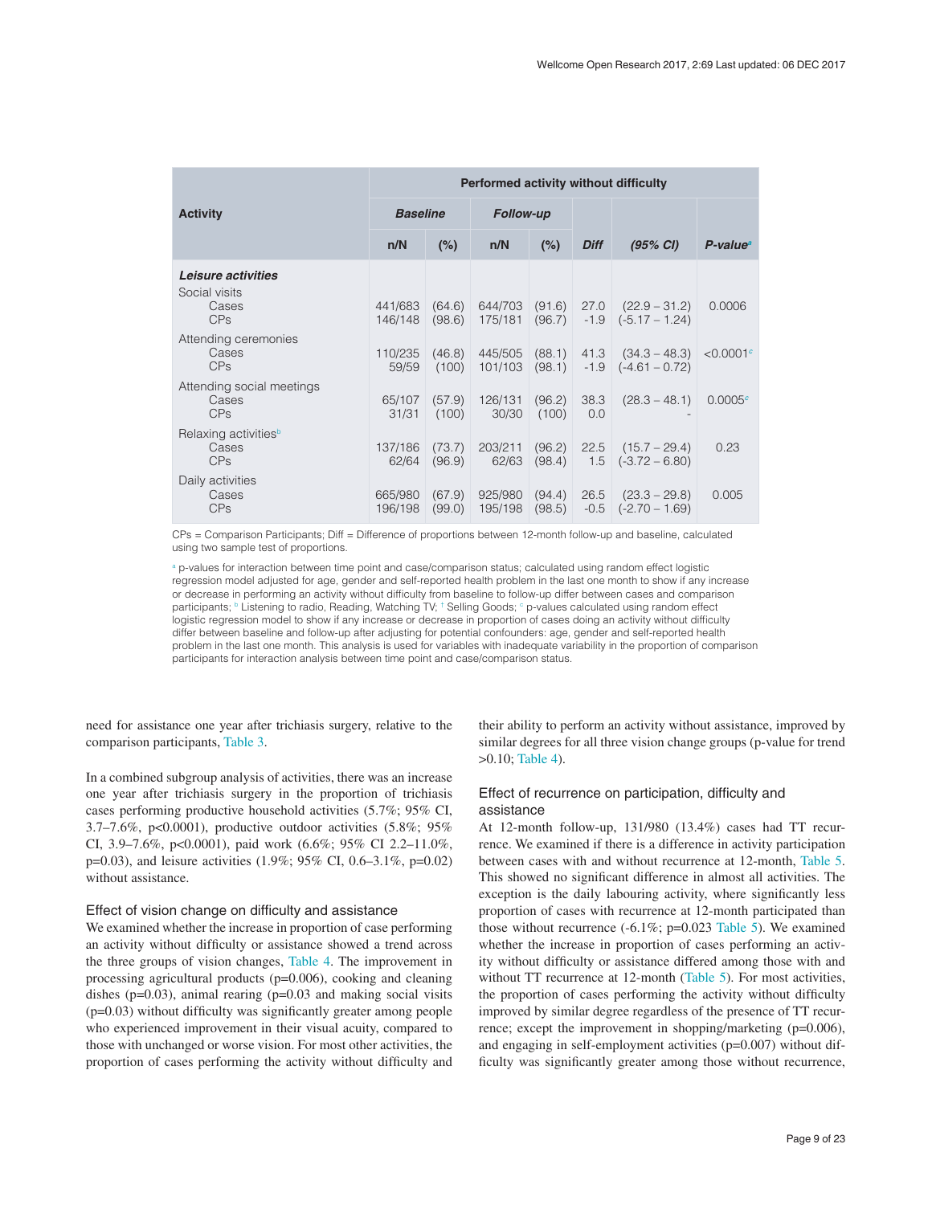| Activity | Performed activity without difficulty | | | | | | |
|---|---|---|---|---|---|---|---|
| | *Baseline* | | *Follow-up* | | | | |
| | n/N | (%) | n/N | (%) | *Diff* | *(95% CI)* | *P-value*[a] |
| ***Leisure activities*** | | | | | | | |
| Social visits | | | | | | | |
| Cases | 441/683 | (64.6) | 644/703 | (91.6) | 27.0 | (22.9 – 31.2) | 0.0006 |
| CPs | 146/148 | (98.6) | 175/181 | (96.7) | -1.9 | (-5.17 – 1.24) | |
| Attending ceremonies | | | | | | | |
| Cases | 110/235 | (46.8) | 445/505 | (88.1) | 41.3 | (34.3 – 48.3) | <0.0001[c] |
| CPs | 59/59 | (100) | 101/103 | (98.1) | -1.9 | (-4.61 – 0.72) | |
| Attending social meetings | | | | | | | |
| Cases | 65/107 | (57.9) | 126/131 | (96.2) | 38.3 | (28.3 – 48.1) | 0.0005[c] |
| CPs | 31/31 | (100) | 30/30 | (100) | 0.0 | - | |
| Relaxing activities[b] | | | | | | | |
| Cases | 137/186 | (73.7) | 203/211 | (96.2) | 22.5 | (15.7 – 29.4) | 0.23 |
| CPs | 62/64 | (96.9) | 62/63 | (98.4) | 1.5 | (-3.72 – 6.80) | |
| Daily activities | | | | | | | |
| Cases | 665/980 | (67.9) | 925/980 | (94.4) | 26.5 | (23.3 – 29.8) | 0.005 |
| CPs | 196/198 | (99.0) | 195/198 | (98.5) | -0.5 | (-2.70 – 1.69) | |

CPs = Comparison Participants; Diff = Difference of proportions between 12-month follow-up and baseline, calculated using two sample test of proportions.

[a] p-values for interaction between time point and case/comparison status; calculated using random effect logistic regression model adjusted for age, gender and self-reported health problem in the last one month to show if any increase or decrease in performing an activity without difficulty from baseline to follow-up differ between cases and comparison participants; [b] Listening to radio, Reading, Watching TV; [†] Selling Goods; [c] p-values calculated using random effect logistic regression model to show if any increase or decrease in proportion of cases doing an activity without difficulty differ between baseline and follow-up after adjusting for potential confounders: age, gender and self-reported health problem in the last one month. This analysis is used for variables with inadequate variability in the proportion of comparison participants for interaction analysis between time point and case/comparison status.

need for assistance one year after trichiasis surgery, relative to the comparison participants, Table 3.

In a combined subgroup analysis of activities, there was an increase one year after trichiasis surgery in the proportion of trichiasis cases performing productive household activities (5.7%; 95% CI, 3.7–7.6%, p<0.0001), productive outdoor activities (5.8%; 95% CI, 3.9–7.6%, p<0.0001), paid work (6.6%; 95% CI 2.2–11.0%, p=0.03), and leisure activities (1.9%; 95% CI, 0.6–3.1%, p=0.02) without assistance.

### Effect of vision change on difficulty and assistance

We examined whether the increase in proportion of case performing an activity without difficulty or assistance showed a trend across the three groups of vision changes, Table 4. The improvement in processing agricultural products (p=0.006), cooking and cleaning dishes (p=0.03), animal rearing (p=0.03 and making social visits (p=0.03) without difficulty was significantly greater among people who experienced improvement in their visual acuity, compared to those with unchanged or worse vision. For most other activities, the proportion of cases performing the activity without difficulty and their ability to perform an activity without assistance, improved by similar degrees for all three vision change groups (p-value for trend >0.10; Table 4).

### Effect of recurrence on participation, difficulty and assistance

At 12-month follow-up, 131/980 (13.4%) cases had TT recurrence. We examined if there is a difference in activity participation between cases with and without recurrence at 12-month, Table 5. This showed no significant difference in almost all activities. The exception is the daily labouring activity, where significantly less proportion of cases with recurrence at 12-month participated than those without recurrence (-6.1%; p=0.023 Table 5). We examined whether the increase in proportion of cases performing an activity without difficulty or assistance differed among those with and without TT recurrence at 12-month (Table 5). For most activities, the proportion of cases performing the activity without difficulty improved by similar degree regardless of the presence of TT recurrence; except the improvement in shopping/marketing (p=0.006), and engaging in self-employment activities (p=0.007) without difficulty was significantly greater among those without recurrence,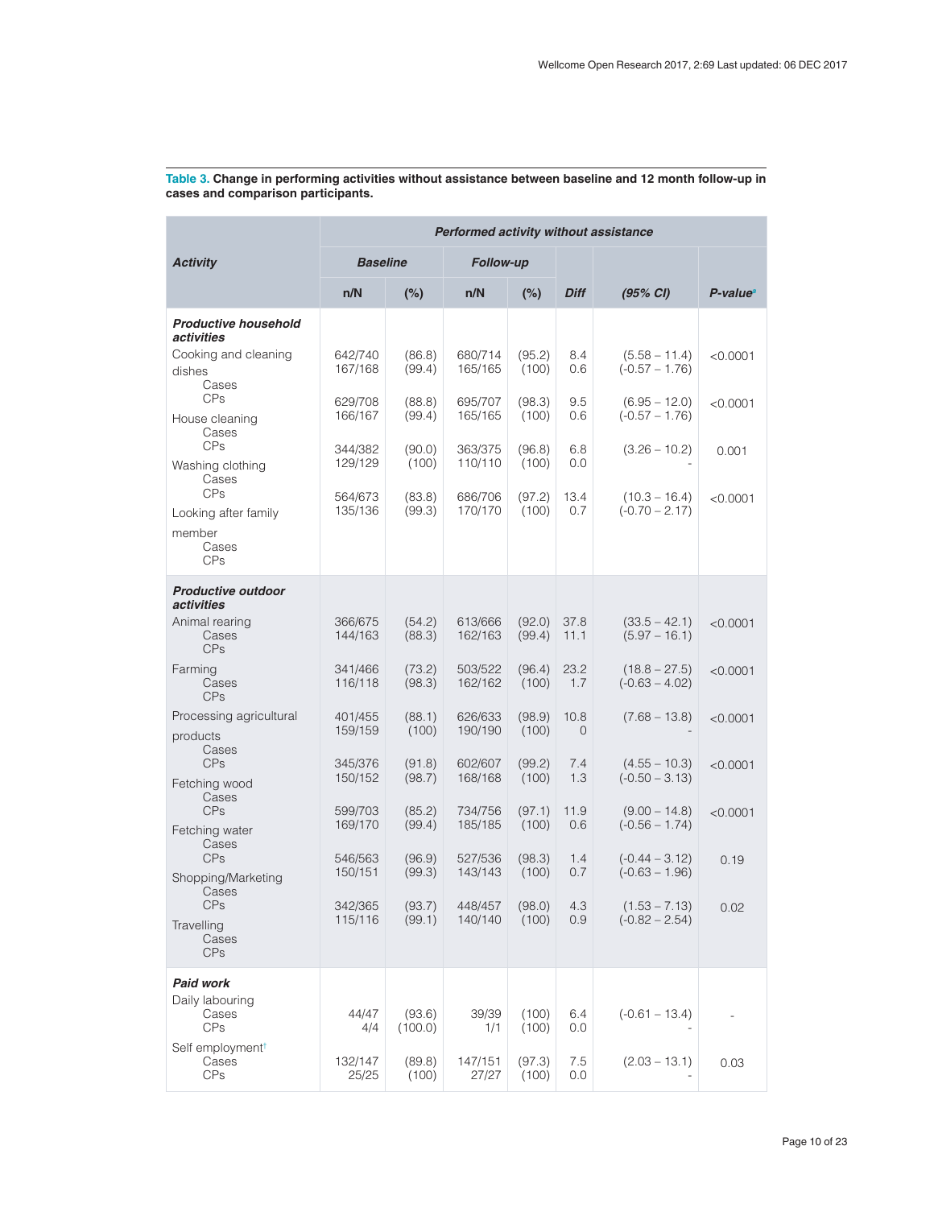**Table 3. Change in performing activities without assistance between baseline and 12 month follow-up in cases and comparison participants.**

| Activity | Performed activity without assistance | | | | | | |
|---|---|---|---|---|---|---|---|
| | Baseline | | Follow-up | | | | |
| | n/N | (%) | n/N | (%) | Diff | (95% CI) | P-value[a] |
| ***Productive household activities*** | | | | | | | |
| Cooking and cleaning dishes | | | | | | | |
| Cases | 642/740 | (86.8) | 680/714 | (95.2) | 8.4 | (5.58 – 11.4) | <0.0001 |
| CPs | 167/168 | (99.4) | 165/165 | (100) | 0.6 | (-0.57 – 1.76) | |
| House cleaning | | | | | | | |
| Cases | 629/708 | (88.8) | 695/707 | (98.3) | 9.5 | (6.95 – 12.0) | <0.0001 |
| CPs | 166/167 | (99.4) | 165/165 | (100) | 0.6 | (-0.57 – 1.76) | |
| Washing clothing | | | | | | | |
| Cases | 344/382 | (90.0) | 363/375 | (96.8) | 6.8 | (3.26 – 10.2) | 0.001 |
| CPs | 129/129 | (100) | 110/110 | (100) | 0.0 | - | |
| Looking after family member | | | | | | | |
| Cases | 564/673 | (83.8) | 686/706 | (97.2) | 13.4 | (10.3 – 16.4) | <0.0001 |
| CPs | 135/136 | (99.3) | 170/170 | (100) | 0.7 | (-0.70 – 2.17) | |
| ***Productive outdoor activities*** | | | | | | | |
| Animal rearing | | | | | | | |
| Cases | 366/675 | (54.2) | 613/666 | (92.0) | 37.8 | (33.5 – 42.1) | <0.0001 |
| CPs | 144/163 | (88.3) | 162/163 | (99.4) | 11.1 | (5.97 – 16.1) | |
| Farming | | | | | | | |
| Cases | 341/466 | (73.2) | 503/522 | (96.4) | 23.2 | (18.8 – 27.5) | <0.0001 |
| CPs | 116/118 | (98.3) | 162/162 | (100) | 1.7 | (-0.63 – 4.02) | |
| Processing agricultural products | | | | | | | |
| Cases | 401/455 | (88.1) | 626/633 | (98.9) | 10.8 | (7.68 – 13.8) | <0.0001 |
| CPs | 159/159 | (100) | 190/190 | (100) | 0 | - | |
| Fetching wood | | | | | | | |
| Cases | 345/376 | (91.8) | 602/607 | (99.2) | 7.4 | (4.55 – 10.3) | <0.0001 |
| CPs | 150/152 | (98.7) | 168/168 | (100) | 1.3 | (-0.50 – 3.13) | |
| Fetching water | | | | | | | |
| Cases | 599/703 | (85.2) | 734/756 | (97.1) | 11.9 | (9.00 – 14.8) | <0.0001 |
| CPs | 169/170 | (99.4) | 185/185 | (100) | 0.6 | (-0.56 – 1.74) | |
| Shopping/Marketing | | | | | | | |
| Cases | 546/563 | (96.9) | 527/536 | (98.3) | 1.4 | (-0.44 – 3.12) | 0.19 |
| CPs | 150/151 | (99.3) | 143/143 | (100) | 0.7 | (-0.63 – 1.96) | |
| Travelling | | | | | | | |
| Cases | 342/365 | (93.7) | 448/457 | (98.0) | 4.3 | (1.53 – 7.13) | 0.02 |
| CPs | 115/116 | (99.1) | 140/140 | (100) | 0.9 | (-0.82 – 2.54) | |
| ***Paid work*** | | | | | | | |
| Daily labouring | | | | | | | |
| Cases | 44/47 | (93.6) | 39/39 | (100) | 6.4 | (-0.61 – 13.4) | - |
| CPs | 4/4 | (100.0) | 1/1 | (100) | 0.0 | - | |
| Self employment[†] | | | | | | | |
| Cases | 132/147 | (89.8) | 147/151 | (97.3) | 7.5 | (2.03 – 13.1) | 0.03 |
| CPs | 25/25 | (100) | 27/27 | (100) | 0.0 | - | |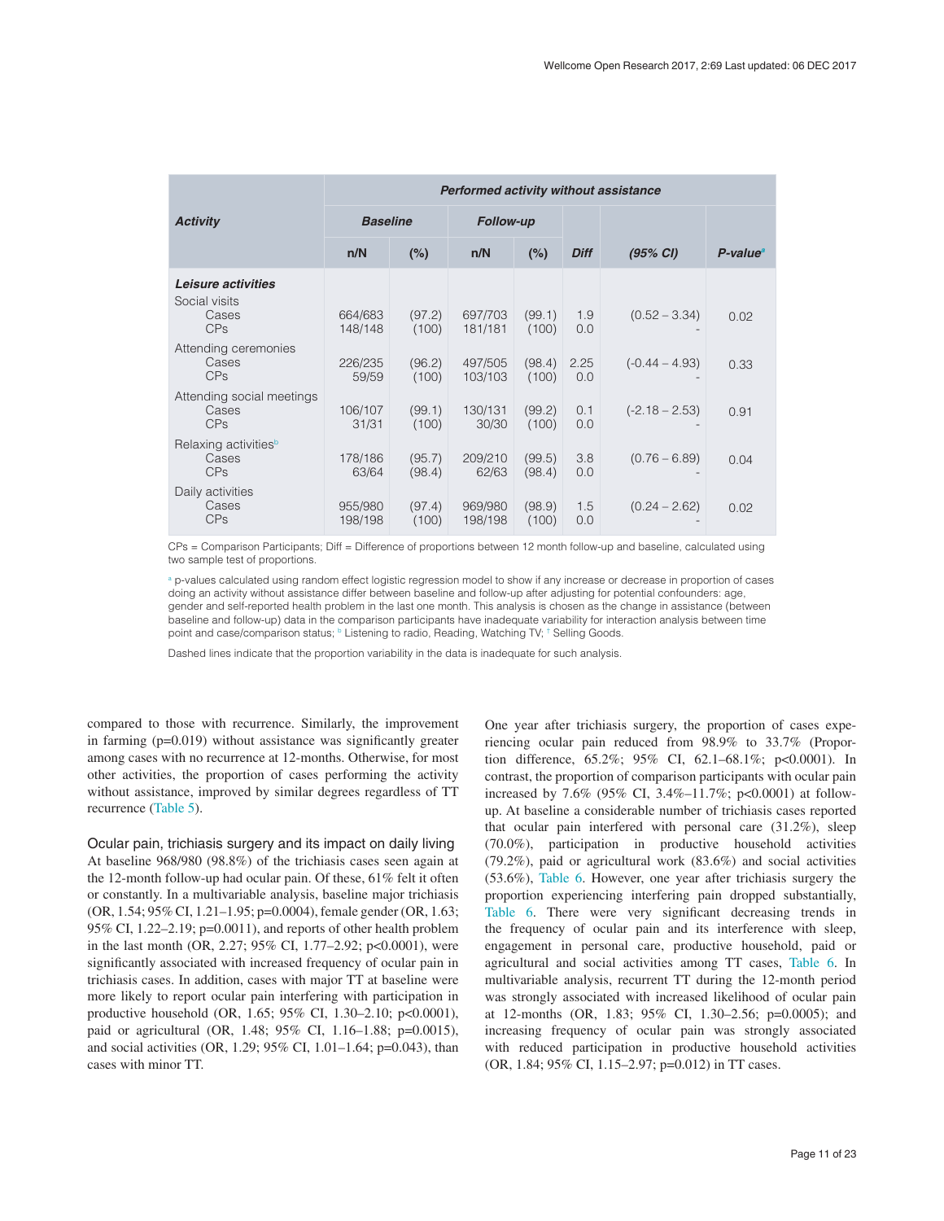| Activity | Performed activity without assistance | | | | | | |
|---|---|---|---|---|---|---|---|
| | Baseline | | Follow-up | | | | |
| | n/N | (%) | n/N | (%) | Diff | (95% CI) | P-value[a] |
| **Leisure activities** | | | | | | | |
| Social visits | | | | | | | |
| Cases | 664/683 | (97.2) | 697/703 | (99.1) | 1.9 | (0.52 – 3.34) | 0.02 |
| CPs | 148/148 | (100) | 181/181 | (100) | 0.0 | - | |
| Attending ceremonies | | | | | | | |
| Cases | 226/235 | (96.2) | 497/505 | (98.4) | 2.25 | (-0.44 – 4.93) | 0.33 |
| CPs | 59/59 | (100) | 103/103 | (100) | 0.0 | - | |
| Attending social meetings | | | | | | | |
| Cases | 106/107 | (99.1) | 130/131 | (99.2) | 0.1 | (-2.18 – 2.53) | 0.91 |
| CPs | 31/31 | (100) | 30/30 | (100) | 0.0 | - | |
| Relaxing activities[b] | | | | | | | |
| Cases | 178/186 | (95.7) | 209/210 | (99.5) | 3.8 | (0.76 – 6.89) | 0.04 |
| CPs | 63/64 | (98.4) | 62/63 | (98.4) | 0.0 | - | |
| Daily activities | | | | | | | |
| Cases | 955/980 | (97.4) | 969/980 | (98.9) | 1.5 | (0.24 – 2.62) | 0.02 |
| CPs | 198/198 | (100) | 198/198 | (100) | 0.0 | - | |

CPs = Comparison Participants; Diff = Difference of proportions between 12 month follow-up and baseline, calculated using two sample test of proportions.

[a] p-values calculated using random effect logistic regression model to show if any increase or decrease in proportion of cases doing an activity without assistance differ between baseline and follow-up after adjusting for potential confounders: age, gender and self-reported health problem in the last one month. This analysis is chosen as the change in assistance (between baseline and follow-up) data in the comparison participants have inadequate variability for interaction analysis between time point and case/comparison status; [b] Listening to radio, Reading, Watching TV; [†] Selling Goods.

Dashed lines indicate that the proportion variability in the data is inadequate for such analysis.

compared to those with recurrence. Similarly, the improvement in farming (p=0.019) without assistance was significantly greater among cases with no recurrence at 12-months. Otherwise, for most other activities, the proportion of cases performing the activity without assistance, improved by similar degrees regardless of TT recurrence (Table 5).

### Ocular pain, trichiasis surgery and its impact on daily living

At baseline 968/980 (98.8%) of the trichiasis cases seen again at the 12-month follow-up had ocular pain. Of these, 61% felt it often or constantly. In a multivariable analysis, baseline major trichiasis (OR, 1.54; 95% CI, 1.21–1.95; p=0.0004), female gender (OR, 1.63; 95% CI, 1.22–2.19; p=0.0011), and reports of other health problem in the last month (OR, 2.27; 95% CI, 1.77–2.92; p<0.0001), were significantly associated with increased frequency of ocular pain in trichiasis cases. In addition, cases with major TT at baseline were more likely to report ocular pain interfering with participation in productive household (OR, 1.65; 95% CI, 1.30–2.10; p<0.0001), paid or agricultural (OR, 1.48; 95% CI, 1.16–1.88; p=0.0015), and social activities (OR, 1.29; 95% CI, 1.01–1.64; p=0.043), than cases with minor TT.

One year after trichiasis surgery, the proportion of cases experiencing ocular pain reduced from 98.9% to 33.7% (Proportion difference, 65.2%; 95% CI, 62.1–68.1%; p<0.0001). In contrast, the proportion of comparison participants with ocular pain increased by 7.6% (95% CI, 3.4%–11.7%; p<0.0001) at follow-up. At baseline a considerable number of trichiasis cases reported that ocular pain interfered with personal care (31.2%), sleep (70.0%), participation in productive household activities (79.2%), paid or agricultural work (83.6%) and social activities (53.6%), Table 6. However, one year after trichiasis surgery the proportion experiencing interfering pain dropped substantially, Table 6. There were very significant decreasing trends in the frequency of ocular pain and its interference with sleep, engagement in personal care, productive household, paid or agricultural and social activities among TT cases, Table 6. In multivariable analysis, recurrent TT during the 12-month period was strongly associated with increased likelihood of ocular pain at 12-months (OR, 1.83; 95% CI, 1.30–2.56; p=0.0005); and increasing frequency of ocular pain was strongly associated with reduced participation in productive household activities (OR, 1.84; 95% CI, 1.15–2.97; p=0.012) in TT cases.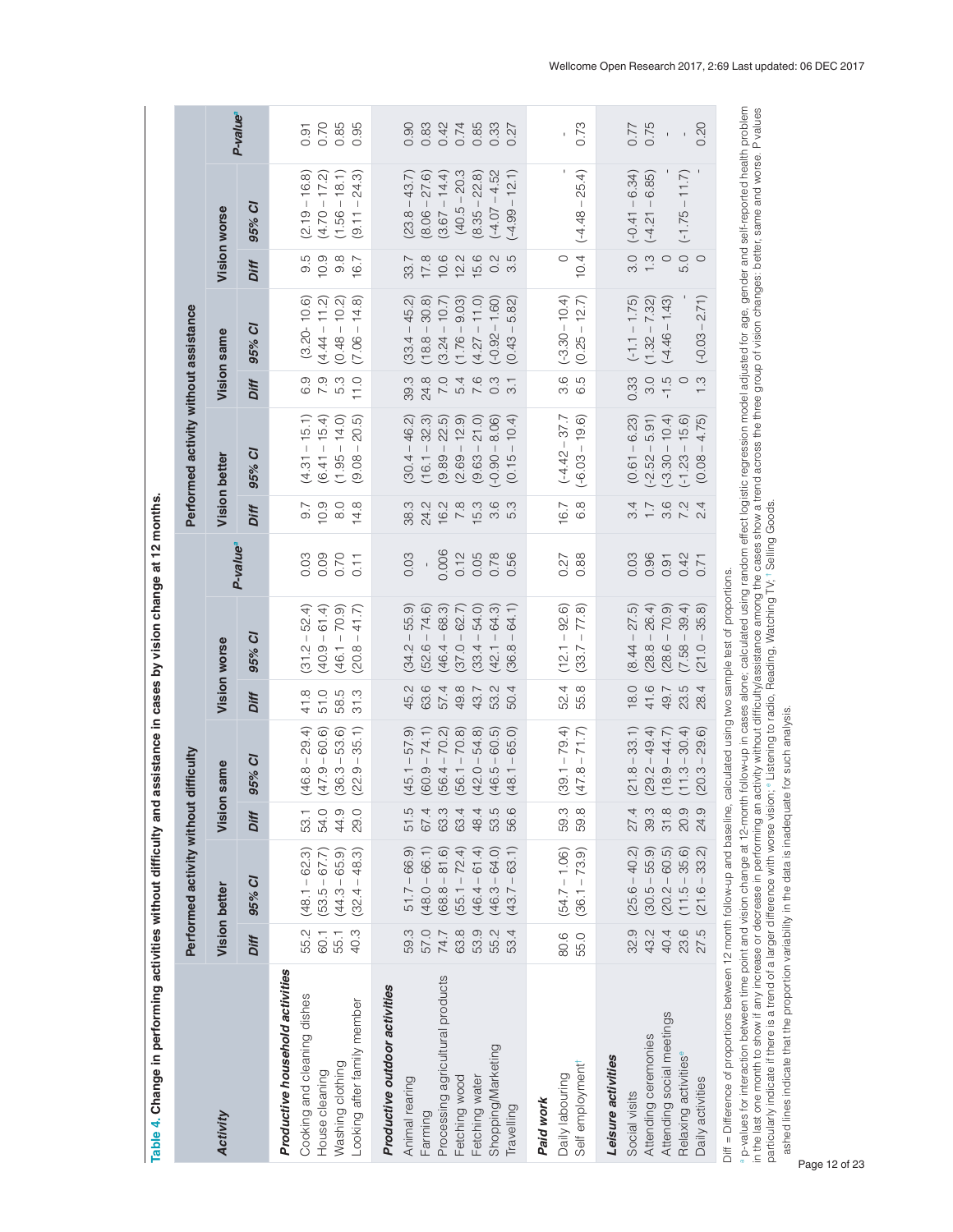**Table 4. Change in performing activities without difficulty and assistance in cases by vision change at 12 months.**

| Activity | Performed activity without difficulty | | | | | | | Performed activity without assistance | | | | | | |
|---|---|---|---|---|---|---|---|---|---|---|---|---|---|---|
| | Vision better | | Vision same | | Vision worse | | P-value[a] | Vision better | | Vision same | | Vision worse | | P-value[a] |
| | Diff | 95% CI | Diff | 95% CI | Diff | 95% CI | | Diff | 95% CI | Diff | 95% CI | Diff | 95% CI | |
| ***Productive household activities*** | | | | | | | | | | | | | | |
| Cooking and cleaning dishes | 55.2 | (48.1 – 62.3) | 53.1 | (46.8 – 29.4) | 41.8 | (31.2 – 52.4) | 0.03 | 9.7 | (4.31 – 15.1) | 6.9 | (3.20- 10.6) | 9.5 | (2.19 – 16.8) | 0.91 |
| House cleaning | 60.1 | (53.5 – 67.7) | 54.0 | (47.9 – 60.6) | 51.0 | (40.9 – 61.4) | 0.09 | 10.9 | (6.41 – 15.4) | 7.9 | (4.44 – 11.2) | 10.9 | (4.70 – 17.2) | 0.70 |
| Washing clothing | 55.1 | (44.3 – 65.9) | 44.9 | (36.3 – 53.6) | 58.5 | (46.1 – 70.9) | 0.70 | 8.0 | (1.95 – 14.0) | 5.3 | (0.48 – 10.2) | 9.8 | (1.56 – 18.1) | 0.85 |
| Looking after family member | 40.3 | (32.4 – 48.3) | 29.0 | (22.9 – 35.1) | 31.3 | (20.8 – 41.7) | 0.11 | 14.8 | (9.08 – 20.5) | 11.0 | (7.06 – 14.8) | 16.7 | (9.11 – 24.3) | 0.95 |
| ***Productive outdoor activities*** | | | | | | | | | | | | | | |
| Animal rearing | 59.3 | 51.7 – 66.9) | 51.5 | (45.1 – 57.9) | 45.2 | (34.2 – 55.9) | 0.03 | 38.3 | (30.4 – 46.2) | 39.3 | (33.4 – 45.2) | 33.7 | (23.8 – 43.7) | 0.90 |
| Farming | 57.0 | (48.0 – 66.1) | 67.4 | (60.9 – 74.1) | 63.6 | (52.6 – 74.6) | - | 24.2 | (16.1 – 32.3) | 24.8 | (18.8 – 30.8) | 17.8 | (8.06 – 27.6) | 0.83 |
| Processing agricultural products | 74.7 | (68.8 – 81.6) | 63.3 | (56.4 – 70.2) | 57.4 | (46.4 – 68.3) | 0.006 | 16.2 | (9.89 – 22.5) | 7.0 | (3.24 – 10.7) | 10.6 | (3.67 – 14.4) | 0.42 |
| Fetching wood | 63.8 | (55.1 – 72.4) | 63.4 | (56.1 – 70.8) | 49.8 | (37.0 – 62.7) | 0.12 | 7.8 | (2.69 – 12.9) | 5.4 | (1.76 – 9.03) | 12.2 | (40.5 – 20.3 | 0.74 |
| Fetching water | 53.9 | (46.4 – 61.4) | 48.4 | (42.0 – 54.8) | 43.7 | (33.4 – 54.0) | 0.05 | 15.3 | (9.63 – 21.0) | 7.6 | (4.27 – 11.0) | 15.6 | (8.35 – 22.8) | 0.85 |
| Shopping/Marketing | 55.2 | (46.3 – 64.0) | 53.5 | (46.5 – 60.5) | 53.2 | (42.1 – 64.3) | 0.78 | 3.6 | (-0.90 – 8.06) | 0.3 | (-0.92 – 1.60) | 0.2 | (-4.07 – 4.52 | 0.33 |
| Travelling | 53.4 | (43.7 – 63.1) | 56.6 | (48.1 – 65.0) | 50.4 | (36.8 – 64.1) | 0.56 | 5.3 | (0.15 – 10.4) | 3.1 | (0.43 – 5.82) | 3.5 | (-4.99 – 12.1) | 0.27 |
| ***Paid work*** | | | | | | | | | | | | | | |
| Daily labouring | 80.6 | (54.7 – 1.06) | 59.3 | (39.1 – 79.4) | 52.4 | (12.1 – 92.6) | 0.27 | 16.7 | (-4.42 – 37.7 | 3.6 | (-3.30 – 10.4) | 0 | - | - |
| Self employment[b] | 55.0 | (36.1 – 73.9) | 59.8 | (47.8 – 71.7) | 55.8 | (33.7 – 77.8) | 0.88 | 6.8 | (-6.03 – 19.6) | 6.5 | (0.25 – 12.7) | 10.4 | (-4.48 – 25.4) | 0.73 |
| ***Leisure activities*** | | | | | | | | | | | | | | |
| Social visits | 32.9 | (25.6 – 40.2) | 27.4 | (21.8 – 33.1) | 18.0 | (8.44 – 27.5) | 0.03 | 3.4 | (0.61 – 6.23) | 0.33 | (-1.1 – 1.75) | 3.0 | (-0.41 – 6.34) | 0.77 |
| Attending ceremonies | 43.2 | (30.5 – 55.9) | 39.3 | (29.2 – 49.4) | 41.6 | (28.8 – 26.4) | 0.96 | 1.7 | (-2.52 – 5.91) | 3.0 | (1.32 – 7.32) | 1.3 | (-4.21 – 6.85) | 0.75 |
| Attending social meetings | 40.4 | (20.2 – 60.5) | 31.8 | (18.9 – 44.7) | 49.7 | (28.6 – 70.9) | 0.91 | 3.6 | (-3.30 – 10.4) | -1.5 | (-4.46 – 1.43) | 0 | - | - |
| Relaxing activities[c] | 23.6 | (11.5 – 35.6) | 20.9 | (11.3 – 30.4) | 23.5 | (7.58 – 39.4) | 0.42 | 7.2 | (-1.23 – 15.6) | 0 | - | 5.0 | (-1.75 – 11.7) | - |
| Daily activities | 27.5 | (21.6 – 33.2) | 24.9 | (20.3 – 29.6) | 28.4 | (21.0 – 35.8) | 0.71 | 2.4 | (0.08 – 4.75) | 1.3 | (-0.03 – 2.71) | 0 | - | 0.20 |

Diff = Difference of proportions between 12 month follow-up and baseline, calculated using two sample test of proportions.

[a] p-values for interaction between time point and vision change at 12-month follow-up in cases alone; calculated using random effect logistic regression model adjusted for age, gender and self-reported health problem in the last one month to show if any increase or decrease in performing an activity without difficulty/assistance among the cases show a trend across the three group of vision changes: better, same and worse. P values particularly indicate if there is a trend of a larger difference with worse vision; [c] Listening to radio, Reading, Watching TV; [b] Selling Goods.

ashed lines indicate that the proportion variability in the data is inadequate for such analysis.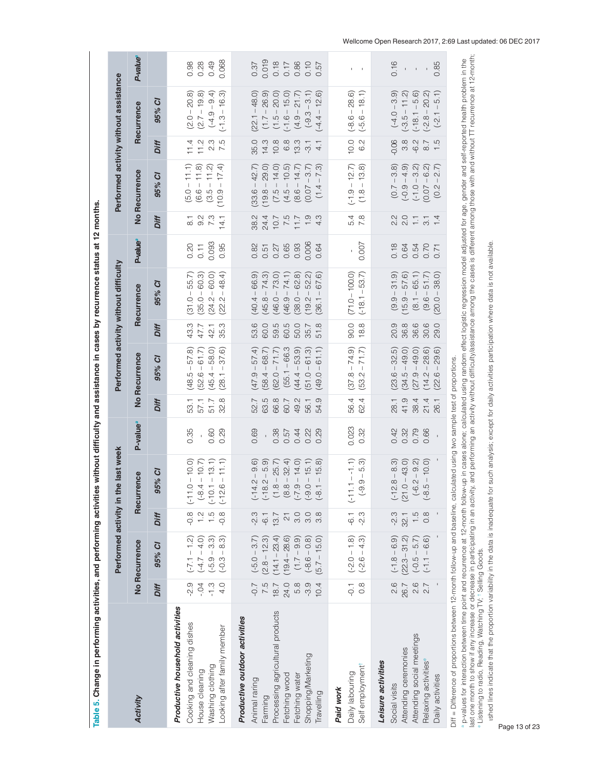**Table 5. Change in performing activities, and performing activities without difficulty and assistance in cases by recurrence status at 12 months.**

| Activity | Performed activity in the last week | | | | | Performed activity without difficulty | | | | | Performed activity without assistance | | | | |
|---|---|---|---|---|---|---|---|---|---|---|---|---|---|---|---|
| | No Recurrence | | Recurrence | | P-value[a] | No Recurrence | | Recurrence | | P-value[a] | No Recurrence | | Recurrence | | P-value[a] |
| | Diff | 95% CI | Diff | 95% CI | | Diff | 95% CI | Diff | 95% CI | | Diff | 95% CI | Diff | 95% CI | |
| ***Productive household activities*** | | | | | | | | | | | | | | | |
| Cooking and cleaning dishes | -2.9 | (-7.1 – 1.2) | -0.8 | (-11.0 – 10.0) | 0.35 | 53.1 | (48.5 – 57.8) | 43.3 | (31.0 – 55.7) | 0.20 | 8.1 | (5.0 – 11.1) | 11.4 | (2.0 – 20.8) | 0.98 |
| House cleaning | -.04 | (-4.7 – 4.0) | 1.2 | (-8.4 – 10.7) | - | 57.1 | (52.6 – 61.7) | 47.7 | (35.0 – 60.3) | 0.11 | 9.2 | (6.6 – 11.8) | 11.2 | (2.7 – 19.8) | 0.28 |
| Washing clothing | -1.3 | (-5.9 – 3.3) | 1.5 | (-10.1 – 13.1) | 0.60 | 51.7 | (45.4 – 58.0) | 42.1 | (24.2 – 60.0) | 0.093 | 7.3 | (3.5 – 11.2) | 2.3 | (-4.9 – 9.4) | 0.49 |
| Looking after family member | 4.0 | (-0.3 – 8.3) | -0.8 | (-12.6 – 11.1) | 0.29 | 32.8 | (28.1 – 37.6) | 35.3 | (22.2 – 48.4) | 0.95 | 14.1 | (10.9 – 17.4) | 7.5 | (-1.3 – 16.3) | 0.068 |
| ***Productive outdoor activities*** | | | | | | | | | | | | | | | |
| Animal raring | -0.7 | (-5.0 – 3.7) | -2.3 | (-14.2 – 9.6) | 0.69 | 52.7 | (47.9 – 57.4) | 53.6 | (40.4 – 66.9) | 0.82 | 38.2 | (33.6 – 42.7) | 35.0 | (22.1 – 48.0) | 0.37 |
| Farming | 7.5 | (2.8 – 12.3) | -6.1 | (-18.2 – 5.9) | - | 63.5 | (58.4 – 68.7) | 60.0 | (45.8 – 74.3) | 0.51 | 24.4 | (19.8 – 29.0) | 14.3 | (1.7 – 26.9) | 0.019 |
| Processing agricultural products | 18.7 | (14.1 – 23.4) | 13.7 | (1.8 – 25.7) | 0.38 | 66.8 | (62.0 – 71.7) | 59.5 | (46.0 – 73.0) | 0.27 | 10.7 | (7.5 – 14.0) | 10.8 | (1.5 – 20.0) | 0.18 |
| Fetching wood | 24.0 | (19.4 – 28.6) | 21 | (8.8 – 32.4) | 0.57 | 60.7 | (55.1 – 66.3) | 60.5 | (46.9 – 74.1) | 0.65 | 7.5 | (4.5 – 10.5) | 6.8 | (-1.6 – 15.0) | 0.17 |
| Fetching water | 5.8 | (1.7 – 9.9) | 3.0 | (-7.9 – 14.0) | 0.44 | 49.2 | (44.4 – 53.9) | 50.0 | (38.0 – 62.8) | 0.93 | 11.7 | (8.6 – 14.7) | 13.3 | (4.9 – 21.7) | 0.86 |
| Shopping/Marketing | -3.9 | (-8.6 – 0.8) | 3.0 | (-9.0 – 15.1) | 0.22 | 56.1 | (51.0 – 61.3) | 35.7 | (19.2 – 52.2) | 0.006 | 1.9 | (0.07 – 3.7) | -3.1 | (-9.3 – 3.1) | 0.10 |
| Travelling | 10.4 | (5.7 – 15.0) | 3.8 | (-8.1 – 15.8) | 0.29 | 54.9 | (49.0 – 61.1) | 51.8 | (36.1 – 67.6) | 0.64 | 4.3 | (1.4 – 7.3) | 4.1 | (-4.4 – 12.6) | 0.57 |
| ***Paid work*** | | | | | | | | | | | | | | | |
| Daily labouring | -0.1 | (-2.0 – 1.8) | -6.1 | (-11.1 – -1.1) | 0.023 | 56.4 | (37.8 – 74.9) | 90.0 | (71.0 – 100.0) | - | 5.4 | (-1.9 – 12.7) | 10.0 | (-8.6 – 28.6) | - |
| Self employment[†] | 0.8 | (-2.6 – 4.3) | -2.3 | (-9.9 – 5.3) | 0.32 | 62.4 | (53.2 – 71.7) | 18.8 | (-18.1 – 53.7) | 0.007 | 7.8 | (1.8 – 13.8) | 6.2 | (-5.6 – 18.1) | - |
| ***Leisure activities*** | | | | | | | | | | | | | | | |
| Social visits | 2.6 | (-1.8 – 6.9) | -2.3 | (-12.8 – 8.3) | 0.42 | 28.1 | (23.6 – 32.5) | 20.9 | (9.9 – 31.9) | 0.18 | 2.2 | (0.7 – 3.8) | -0.06 | (-4.0 – 3.9) | 0.16 |
| Attending ceremonies | 26.7 | (22.3 – 31.2) | 32.1 | (21.0 – 43.0) | 0.32 | 41.9 | (34.5 – 49.0) | 36.8 | (15.9 – 57.6) | 0.64 | 2.0 | (-0.9 – 4.9) | 3.8 | (-3.5 – 11.2) | - |
| Attending social meetings | 2.6 | (-0.5 – 5.7) | 1.5 | (-6.2 – 9.2) | 0.79 | 38.4 | (27.9 – 49.0) | 36.6 | (8.1 – 65.1) | 0.54 | 1.1 | (-1.0 – 3.2) | -6.2 | (-18.1 – 5.6) | - |
| Relaxing activities[ɸ] | 2.7 | (-1.1 – 6.6) | 0.8 | (-8.5 – 10.0) | 0.66 | 21.4 | (14.2 – 28.6) | 30.6 | (9.6 – 51.7) | 0.70 | 3.1 | (0.07 – 6.2) | 8.7 | (-2.8 – 20.2) | - |
| Daily activities | - | - | - | - | - | 26.1 | (22.6 – 29.6) | 29.0 | (20.0 – 38.0) | 0.71 | 1.4 | (0.2 – 2.7) | 1.5 | (-2.1 – 5.1) | 0.85 |

Diff = Difference of proportions between 12-month follow-up and baseline, calculated using two sample test of proportions.

[a] p-values for interaction between time point and recurrence at 12-month follow-up in cases alone; calculated using random effect logistic regression model adjusted for age, gender and self-reported health problem in the last one month to show if any increase or decrease in participating in an activity, and performing an activity without difficulty/assistance among the cases is different among those with and without TT recurrence at 12-month; [ɸ] Listening to radio, Reading, Watching TV; [†] Selling Goods.

Dashed lines indicate that the proportion variability in the data is inadequate for such analysis; except for daily activities participation where data is not available.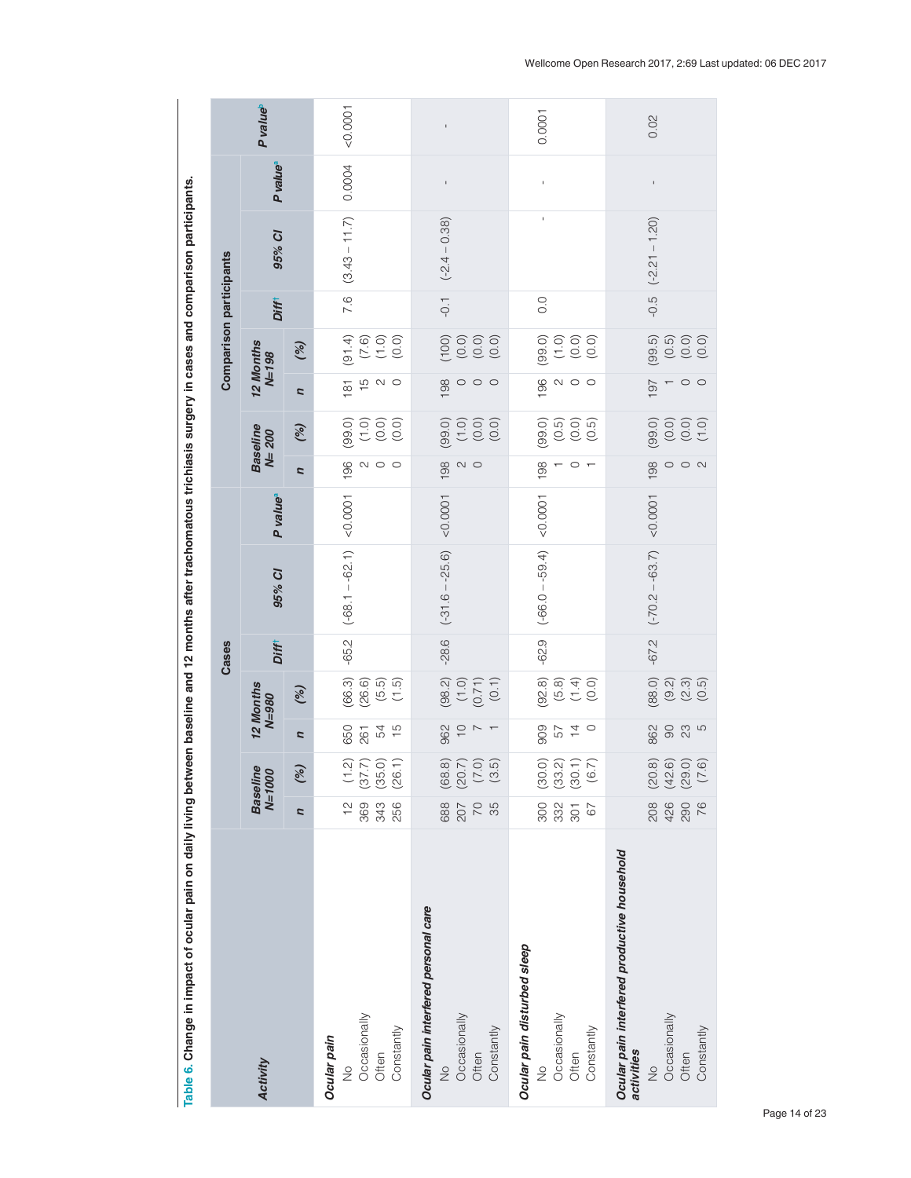**Table 6. Change in impact of ocular pain on daily living between baseline and 12 months after trachomatous trichiasis surgery in cases and comparison participants.**

| Activity | Cases | | | | | | | | Comparison participants | | | | | | | | |
|---|---|---|---|---|---|---|---|---|---|---|---|---|---|---|---|---|---|
| | Baseline N=1000 | | 12 Months N=980 | | Diff[ǂ] | 95% CI | P value[a] | | Baseline N= 200 | | 12 Months N=198 | | Diff[ǂ] | 95% CI | P value[a] | P value[b] |
| | n | (%) | n | (%) | | | | | n | (%) | n | (%) | | | | |
| **Ocular pain** | | | | | -65.2 | (-68.1 – -62.1) | <0.0001 | | | | | | 7.6 | (3.43 – 11.7) | 0.0004 | <0.0001 |
| No | 12 | (1.2) | 650 | (66.3) | | | | | 196 | (99.0) | 181 | (91.4) | | | | |
| Occasionally | 369 | (37.7) | 261 | (26.6) | | | | | 2 | (1.0) | 15 | (7.6) | | | | |
| Often | 343 | (35.0) | 54 | (5.5) | | | | | 0 | (0.0) | 2 | (1.0) | | | | |
| Constantly | 256 | (26.1) | 15 | (1.5) | | | | | 0 | (0.0) | 0 | (0.0) | | | | |
| ***Ocular pain interfered personal care*** | | | | | -28.6 | (-31.6 – -25.6) | <0.0001 | | | | | | -0.1 | (-2.4 – 0.38) | - | - |
| No | 688 | (68.8) | 962 | (98.2) | | | | | 198 | (99.0) | 198 | (100) | | | | |
| Occasionally | 207 | (20.7) | 10 | (1.0) | | | | | 2 | (1.0) | 0 | (0.0) | | | | |
| Often | 70 | (7.0) | 7 | (0.71) | | | | | 0 | (0.0) | 0 | (0.0) | | | | |
| Constantly | 35 | (3.5) | 1 | (0.1) | | | | | | | 0 | (0.0) | | | | |
| ***Ocular pain disturbed sleep*** | | | | | -62.9 | (-66.0 – -59.4) | <0.0001 | | | | | | 0.0 | - | - | 0.0001 |
| No | 300 | (30.0) | 909 | (92.8) | | | | | 198 | (99.0) | 196 | (99.0) | | | | |
| Occasionally | 332 | (33.2) | 57 | (5.8) | | | | | 1 | (0.5) | 2 | (1.0) | | | | |
| Often | 301 | (30.1) | 14 | (1.4) | | | | | 0 | (0.0) | 0 | (0.0) | | | | |
| Constantly | 67 | (6.7) | 0 | (0.0) | | | | | 1 | (0.5) | 0 | (0.0) | | | | |
| ***Ocular pain interfered productive household activities*** | | | | | -67.2 | (-70.2 – -63.7) | <0.0001 | | | | | | -0.5 | (-2.21 – 1.20) | - | 0.02 |
| No | 208 | (20.8) | 862 | (88.0) | | | | | 198 | (99.0) | 197 | (99.5) | | | | |
| Occasionally | 426 | (42.6) | 90 | (9.2) | | | | | 0 | (0.0) | 1 | (0.5) | | | | |
| Often | 290 | (29.0) | 23 | (2.3) | | | | | 0 | (0.0) | 0 | (0.0) | | | | |
| Constantly | 76 | (7.6) | 5 | (0.5) | | | | | 2 | (1.0) | 0 | (0.0) | | | | |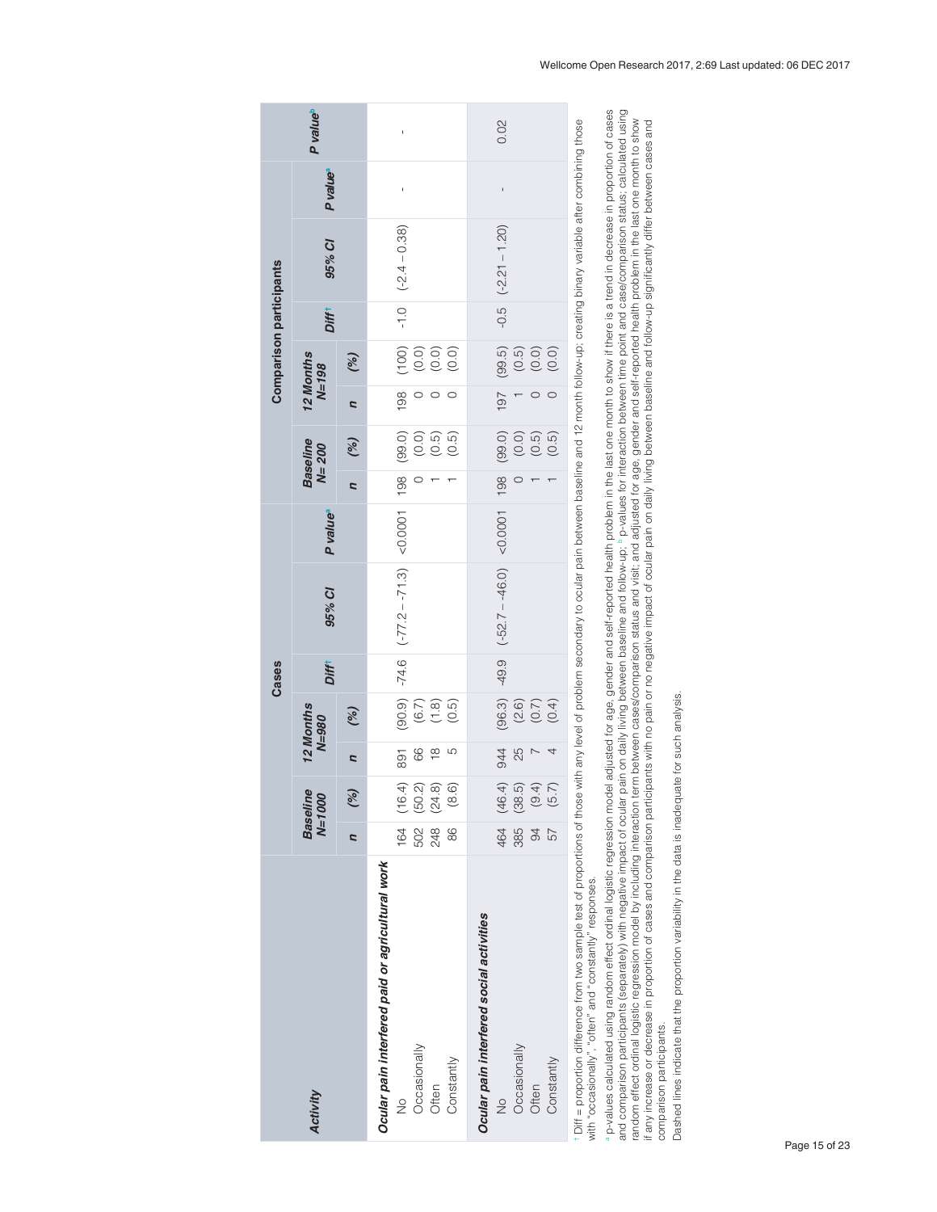| Activity | Cases | | | | | | | | Comparison participants | | | | | | | | P value[b] |
|---|---|---|---|---|---|---|---|---|---|---|---|---|---|---|---|---|---|
| | Baseline N=1000 | | 12 Months N=980 | | Diff[†] | 95% CI | P value[a] | | Baseline N= 200 | | 12 Months N=198 | | Diff[†] | 95% CI | P value[a] | | |
| | n | (%) | n | (%) | | | | | n | (%) | n | (%) | | | | | |
| ***Ocular pain interfered paid or agricultural work*** | | | | | | | | | | | | | | | | | |
| No | 164 | (16.4) | 891 | (90.9) | -74.6 | (-77.2 – -71.3) | <0.0001 | | 198 | (99.0) | 198 | (100) | -1.0 | (-2.4 – 0.38) | - | | - |
| Occasionally | 502 | (50.2) | 66 | (6.7) | | | | | 0 | (0.0) | 0 | (0.0) | | | | | |
| Often | 248 | (24.8) | 18 | (1.8) | | | | | 1 | (0.5) | 0 | (0.0) | | | | | |
| Constantly | 86 | (8.6) | 5 | (0.5) | | | | | 1 | (0.5) | 0 | (0.0) | | | | | |
| ***Ocular pain interfered social activities*** | | | | | | | | | | | | | | | | | |
| No | 464 | (46.4) | 944 | (96.3) | -49.9 | (-52.7 – -46.0) | <0.0001 | | 198 | (99.0) | 197 | (99.5) | -0.5 | (-2.21 – 1.20) | - | | 0.02 |
| Occasionally | 385 | (38.5) | 25 | (2.6) | | | | | 0 | (0.0) | 1 | (0.5) | | | | | |
| Often | 94 | (9.4) | 7 | (0.7) | | | | | 1 | (0.5) | 0 | (0.0) | | | | | |
| Constantly | 57 | (5.7) | 4 | (0.4) | | | | | 1 | (0.5) | 0 | (0.0) | | | | | |

[†] Diff = proportion difference from two sample test of proportions of those with any level of problem secondary to ocular pain between baseline and 12 month follow-up; creating binary variable after combining those with "occasionally", "often" and "constantly" responses.

[a] p-values calculated using random effect ordinal logistic regression model adjusted for age, gender and self-reported health problem in the last one month to show if there is a trend in decrease in proportion of cases and comparison participants (separately) with negative impact of ocular pain on daily living between baseline and follow-up; [b] p-values for interaction between time point and case/comparison status; calculated using random effect ordinal logistic regression model by including interaction term between cases/comparison status and visit; and adjusted for age, gender and self-reported health problem in the last one month to show if any increase or decrease in proportion of cases and comparison participants with no pain or no negative impact of ocular pain on daily living between baseline and follow-up significantly differ between cases and comparison participants.

Dashed lines indicate that the proportion variability in the data is inadequate for such analysis.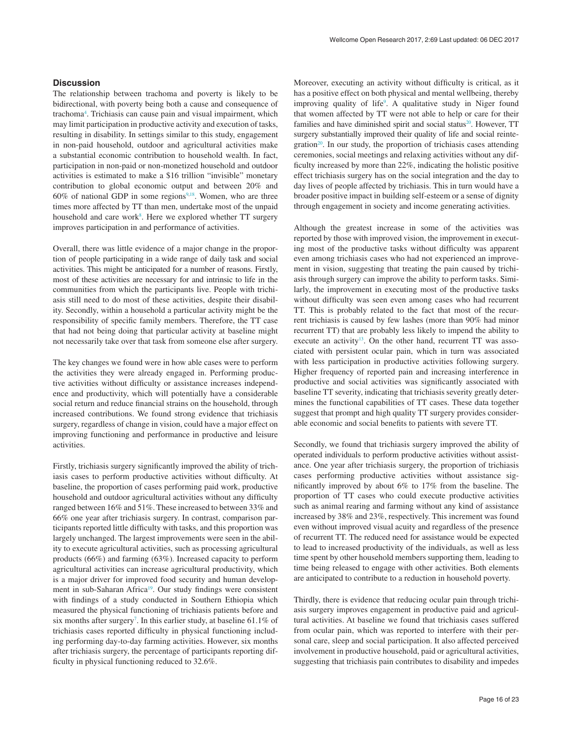## Discussion

The relationship between trachoma and poverty is likely to be bidirectional, with poverty being both a cause and consequence of trachoma[4]. Trichiasis can cause pain and visual impairment, which may limit participation in productive activity and execution of tasks, resulting in disability. In settings similar to this study, engagement in non-paid household, outdoor and agricultural activities make a substantial economic contribution to household wealth. In fact, participation in non-paid or non-monetized household and outdoor activities is estimated to make a $16 trillion "invisible" monetary contribution to global economic output and between 20% and 60% of national GDP in some regions[9,18]. Women, who are three times more affected by TT than men, undertake most of the unpaid household and care work[8]. Here we explored whether TT surgery improves participation in and performance of activities.

Overall, there was little evidence of a major change in the proportion of people participating in a wide range of daily task and social activities. This might be anticipated for a number of reasons. Firstly, most of these activities are necessary for and intrinsic to life in the communities from which the participants live. People with trichiasis still need to do most of these activities, despite their disability. Secondly, within a household a particular activity might be the responsibility of specific family members. Therefore, the TT case that had not being doing that particular activity at baseline might not necessarily take over that task from someone else after surgery.

The key changes we found were in how able cases were to perform the activities they were already engaged in. Performing productive activities without difficulty or assistance increases independence and productivity, which will potentially have a considerable social return and reduce financial strains on the household, through increased contributions. We found strong evidence that trichiasis surgery, regardless of change in vision, could have a major effect on improving functioning and performance in productive and leisure activities.

Firstly, trichiasis surgery significantly improved the ability of trichiasis cases to perform productive activities without difficulty. At baseline, the proportion of cases performing paid work, productive household and outdoor agricultural activities without any difficulty ranged between 16% and 51%. These increased to between 33% and 66% one year after trichiasis surgery. In contrast, comparison participants reported little difficulty with tasks, and this proportion was largely unchanged. The largest improvements were seen in the ability to execute agricultural activities, such as processing agricultural products (66%) and farming (63%). Increased capacity to perform agricultural activities can increase agricultural productivity, which is a major driver for improved food security and human development in sub-Saharan Africa[19]. Our study findings were consistent with findings of a study conducted in Southern Ethiopia which measured the physical functioning of trichiasis patients before and six months after surgery[7]. In this earlier study, at baseline 61.1% of trichiasis cases reported difficulty in physical functioning including performing day-to-day farming activities. However, six months after trichiasis surgery, the percentage of participants reporting difficulty in physical functioning reduced to 32.6%.

Moreover, executing an activity without difficulty is critical, as it has a positive effect on both physical and mental wellbeing, thereby improving quality of life[9]. A qualitative study in Niger found that women affected by TT were not able to help or care for their families and have diminished spirit and social status[20]. However, TT surgery substantially improved their quality of life and social reintegration[20]. In our study, the proportion of trichiasis cases attending ceremonies, social meetings and relaxing activities without any difficulty increased by more than 22%, indicating the holistic positive effect trichiasis surgery has on the social integration and the day to day lives of people affected by trichiasis. This in turn would have a broader positive impact in building self-esteem or a sense of dignity through engagement in society and income generating activities.

Although the greatest increase in some of the activities was reported by those with improved vision, the improvement in executing most of the productive tasks without difficulty was apparent even among trichiasis cases who had not experienced an improvement in vision, suggesting that treating the pain caused by trichiasis through surgery can improve the ability to perform tasks. Similarly, the improvement in executing most of the productive tasks without difficulty was seen even among cases who had recurrent TT. This is probably related to the fact that most of the recurrent trichiasis is caused by few lashes (more than 90% had minor recurrent TT) that are probably less likely to impend the ability to execute an activity[13]. On the other hand, recurrent TT was associated with persistent ocular pain, which in turn was associated with less participation in productive activities following surgery. Higher frequency of reported pain and increasing interference in productive and social activities was significantly associated with baseline TT severity, indicating that trichiasis severity greatly determines the functional capabilities of TT cases. These data together suggest that prompt and high quality TT surgery provides considerable economic and social benefits to patients with severe TT.

Secondly, we found that trichiasis surgery improved the ability of operated individuals to perform productive activities without assistance. One year after trichiasis surgery, the proportion of trichiasis cases performing productive activities without assistance significantly improved by about 6% to 17% from the baseline. The proportion of TT cases who could execute productive activities such as animal rearing and farming without any kind of assistance increased by 38% and 23%, respectively. This increment was found even without improved visual acuity and regardless of the presence of recurrent TT. The reduced need for assistance would be expected to lead to increased productivity of the individuals, as well as less time spent by other household members supporting them, leading to time being released to engage with other activities. Both elements are anticipated to contribute to a reduction in household poverty.

Thirdly, there is evidence that reducing ocular pain through trichiasis surgery improves engagement in productive paid and agricultural activities. At baseline we found that trichiasis cases suffered from ocular pain, which was reported to interfere with their personal care, sleep and social participation. It also affected perceived involvement in productive household, paid or agricultural activities, suggesting that trichiasis pain contributes to disability and impedes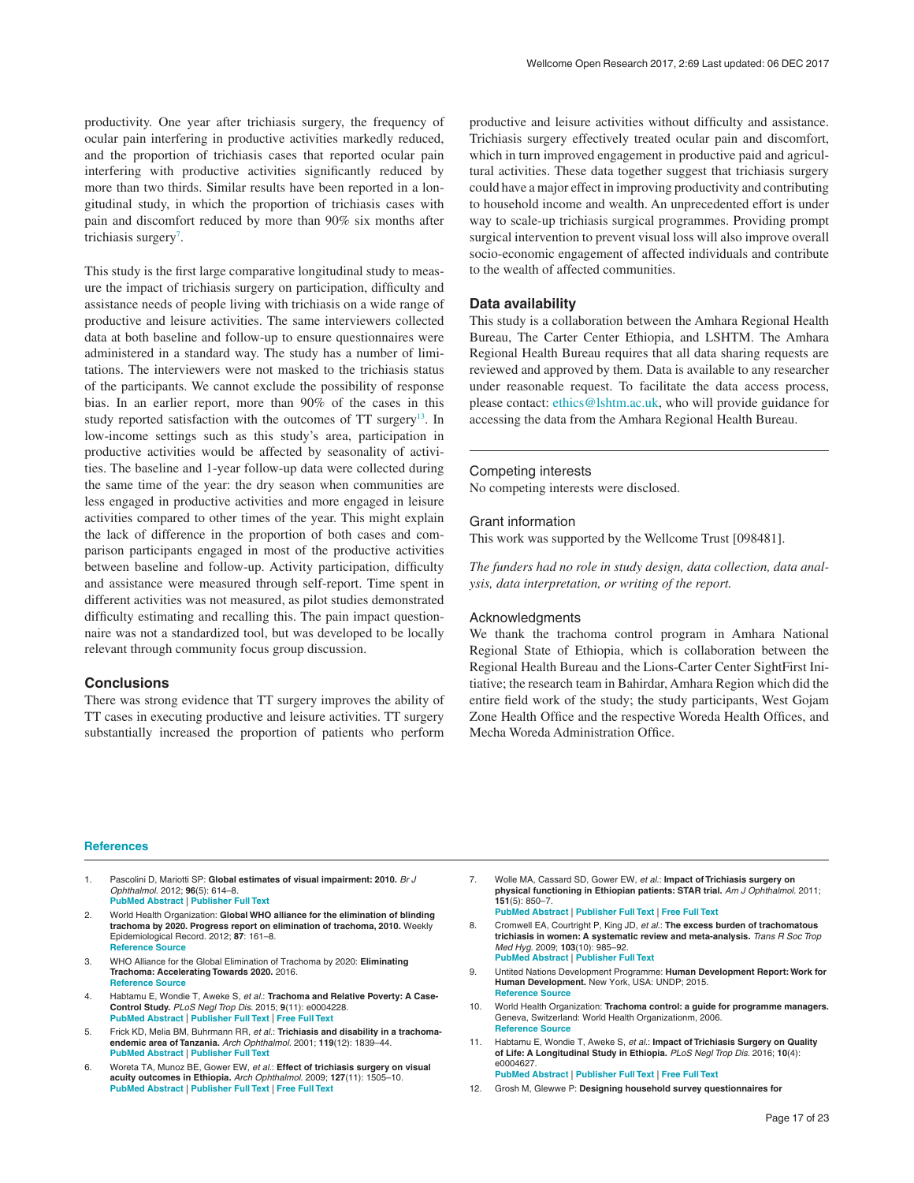productivity. One year after trichiasis surgery, the frequency of ocular pain interfering in productive activities markedly reduced, and the proportion of trichiasis cases that reported ocular pain interfering with productive activities significantly reduced by more than two thirds. Similar results have been reported in a longitudinal study, in which the proportion of trichiasis cases with pain and discomfort reduced by more than 90% six months after trichiasis surgery[7].

This study is the first large comparative longitudinal study to measure the impact of trichiasis surgery on participation, difficulty and assistance needs of people living with trichiasis on a wide range of productive and leisure activities. The same interviewers collected data at both baseline and follow-up to ensure questionnaires were administered in a standard way. The study has a number of limitations. The interviewers were not masked to the trichiasis status of the participants. We cannot exclude the possibility of response bias. In an earlier report, more than 90% of the cases in this study reported satisfaction with the outcomes of TT surgery[13]. In low-income settings such as this study's area, participation in productive activities would be affected by seasonality of activities. The baseline and 1-year follow-up data were collected during the same time of the year: the dry season when communities are less engaged in productive activities and more engaged in leisure activities compared to other times of the year. This might explain the lack of difference in the proportion of both cases and comparison participants engaged in most of the productive activities between baseline and follow-up. Activity participation, difficulty and assistance were measured through self-report. Time spent in different activities was not measured, as pilot studies demonstrated difficulty estimating and recalling this. The pain impact questionnaire was not a standardized tool, but was developed to be locally relevant through community focus group discussion.

## Conclusions

There was strong evidence that TT surgery improves the ability of TT cases in executing productive and leisure activities. TT surgery substantially increased the proportion of patients who perform productive and leisure activities without difficulty and assistance. Trichiasis surgery effectively treated ocular pain and discomfort, which in turn improved engagement in productive paid and agricultural activities. These data together suggest that trichiasis surgery could have a major effect in improving productivity and contributing to household income and wealth. An unprecedented effort is under way to scale-up trichiasis surgical programmes. Providing prompt surgical intervention to prevent visual loss will also improve overall socio-economic engagement of affected individuals and contribute to the wealth of affected communities.

## Data availability

This study is a collaboration between the Amhara Regional Health Bureau, The Carter Center Ethiopia, and LSHTM. The Amhara Regional Health Bureau requires that all data sharing requests are reviewed and approved by them. Data is available to any researcher under reasonable request. To facilitate the data access process, please contact: ethics@lshtm.ac.uk, who will provide guidance for accessing the data from the Amhara Regional Health Bureau.

### Competing interests

No competing interests were disclosed.

### Grant information

This work was supported by the Wellcome Trust [098481].

*The funders had no role in study design, data collection, data analysis, data interpretation, or writing of the report.*

### Acknowledgments

We thank the trachoma control program in Amhara National Regional State of Ethiopia, which is collaboration between the Regional Health Bureau and the Lions-Carter Center SightFirst Initiative; the research team in Bahirdar, Amhara Region which did the entire field work of the study; the study participants, West Gojam Zone Health Office and the respective Woreda Health Offices, and Mecha Woreda Administration Office.

## References

1. Pascolini D, Mariotti SP: **Global estimates of visual impairment: 2010.** *Br J Ophthalmol.* 2012; **96**(5): 614–8.
PubMed Abstract | Publisher Full Text
2. World Health Organization: **Global WHO alliance for the elimination of blinding trachoma by 2020. Progress report on elimination of trachoma, 2010.** Weekly Epidemiological Record. 2012; **87**: 161–8.
Reference Source
3. WHO Alliance for the Global Elimination of Trachoma by 2020: **Eliminating Trachoma: Accelerating Towards 2020.** 2016.
Reference Source
4. Habtamu E, Wondie T, Aweke S, *et al.*: **Trachoma and Relative Poverty: A Case-Control Study.** *PLoS Negl Trop Dis.* 2015; **9**(11): e0004228.
PubMed Abstract | Publisher Full Text | Free Full Text
5. Frick KD, Melia BM, Buhrmann RR, *et al.*: **Trichiasis and disability in a trachoma-endemic area of Tanzania.** *Arch Ophthalmol.* 2001; **119**(12): 1839–44.
PubMed Abstract | Publisher Full Text
6. Woreta TA, Munoz BE, Gower EW, *et al.*: **Effect of trichiasis surgery on visual acuity outcomes in Ethiopia.** *Arch Ophthalmol.* 2009; **127**(11): 1505–10.
PubMed Abstract | Publisher Full Text | Free Full Text
7. Wolle MA, Cassard SD, Gower EW, *et al.*: **Impact of Trichiasis surgery on physical functioning in Ethiopian patients: STAR trial.** *Am J Ophthalmol.* 2011; **151**(5): 850–7.
PubMed Abstract | Publisher Full Text | Free Full Text
8. Cromwell EA, Courtright P, King JD, *et al.*: **The excess burden of trachomatous trichiasis in women: A systematic review and meta-analysis.** *Trans R Soc Trop Med Hyg.* 2009; **103**(10): 985–92.
PubMed Abstract | Publisher Full Text
9. Untited Nations Development Programme: **Human Development Report: Work for Human Development.** New York, USA: UNDP; 2015.
Reference Source
10. World Health Organization: **Trachoma control: a guide for programme managers.** Geneva, Switzerland: World Health Organizationm, 2006.
Reference Source
11. Habtamu E, Wondie T, Aweke S, *et al.*: **Impact of Trichiasis Surgery on Quality of Life: A Longitudinal Study in Ethiopia.** *PLoS Negl Trop Dis.* 2016; **10**(4): e0004627.
PubMed Abstract | Publisher Full Text | Free Full Text
12. Grosh M, Glewwe P: **Designing household survey questionnaires for**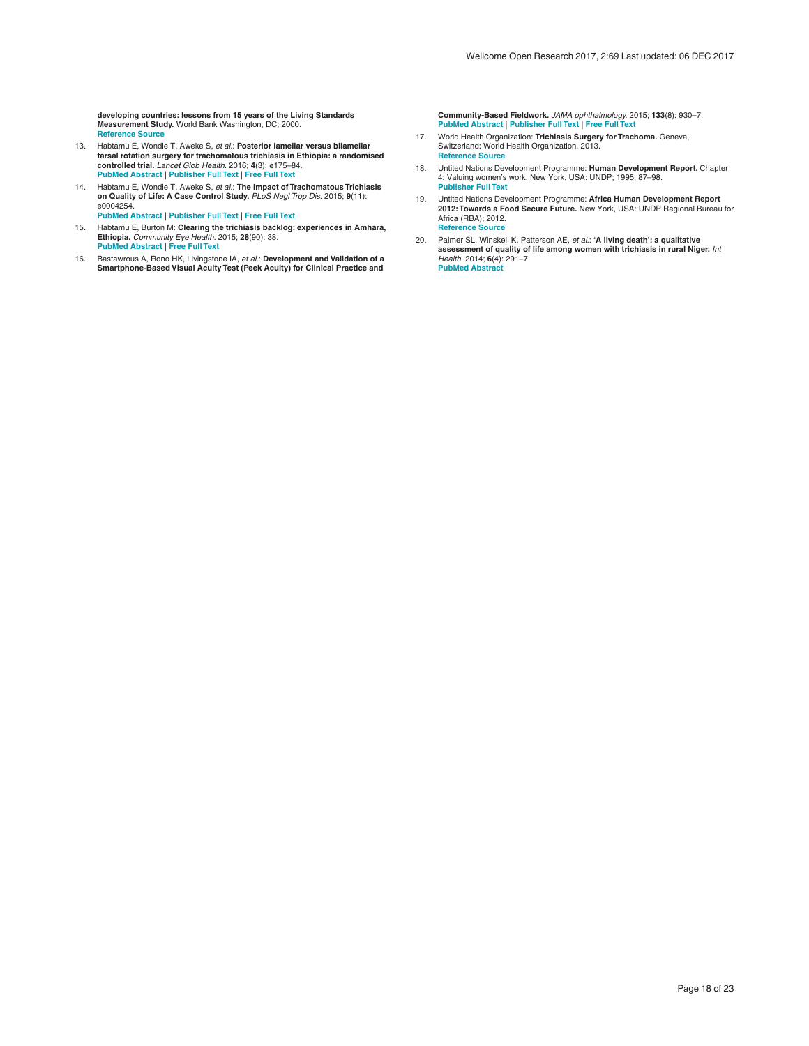**developing countries: lessons from 15 years of the Living Standards Measurement Study.** World Bank Washington, DC; 2000.
Reference Source

13. Habtamu E, Wondie T, Aweke S, *et al.*: **Posterior lamellar versus bilamellar tarsal rotation surgery for trachomatous trichiasis in Ethiopia: a randomised controlled trial.** *Lancet Glob Health.* 2016; **4**(3): e175–84.
PubMed Abstract | Publisher Full Text | Free Full Text

14. Habtamu E, Wondie T, Aweke S, *et al.*: **The Impact of Trachomatous Trichiasis on Quality of Life: A Case Control Study.** *PLoS Negl Trop Dis.* 2015; **9**(11): e0004254.
PubMed Abstract | Publisher Full Text | Free Full Text

15. Habtamu E, Burton M: **Clearing the trichiasis backlog: experiences in Amhara, Ethiopia.** *Community Eye Health.* 2015; **28**(90): 38.
PubMed Abstract | Free Full Text

16. Bastawrous A, Rono HK, Livingstone IA, *et al.*: **Development and Validation of a Smartphone-Based Visual Acuity Test (Peek Acuity) for Clinical Practice and Community-Based Fieldwork.** *JAMA ophthalmology.* 2015; **133**(8): 930–7.
PubMed Abstract | Publisher Full Text | Free Full Text

17. World Health Organization: **Trichiasis Surgery for Trachoma.** Geneva, Switzerland: World Health Organization, 2013.
Reference Source

18. Untited Nations Development Programme: **Human Development Report.** Chapter 4: Valuing women's work. New York, USA: UNDP; 1995; 87–98.
Publisher Full Text

19. Untited Nations Development Programme: **Africa Human Development Report 2012: Towards a Food Secure Future.** New York, USA: UNDP Regional Bureau for Africa (RBA); 2012.
Reference Source

20. Palmer SL, Winskell K, Patterson AE, *et al.*: **'A living death': a qualitative assessment of quality of life among women with trichiasis in rural Niger.** *Int Health.* 2014; **6**(4): 291–7.
PubMed Abstract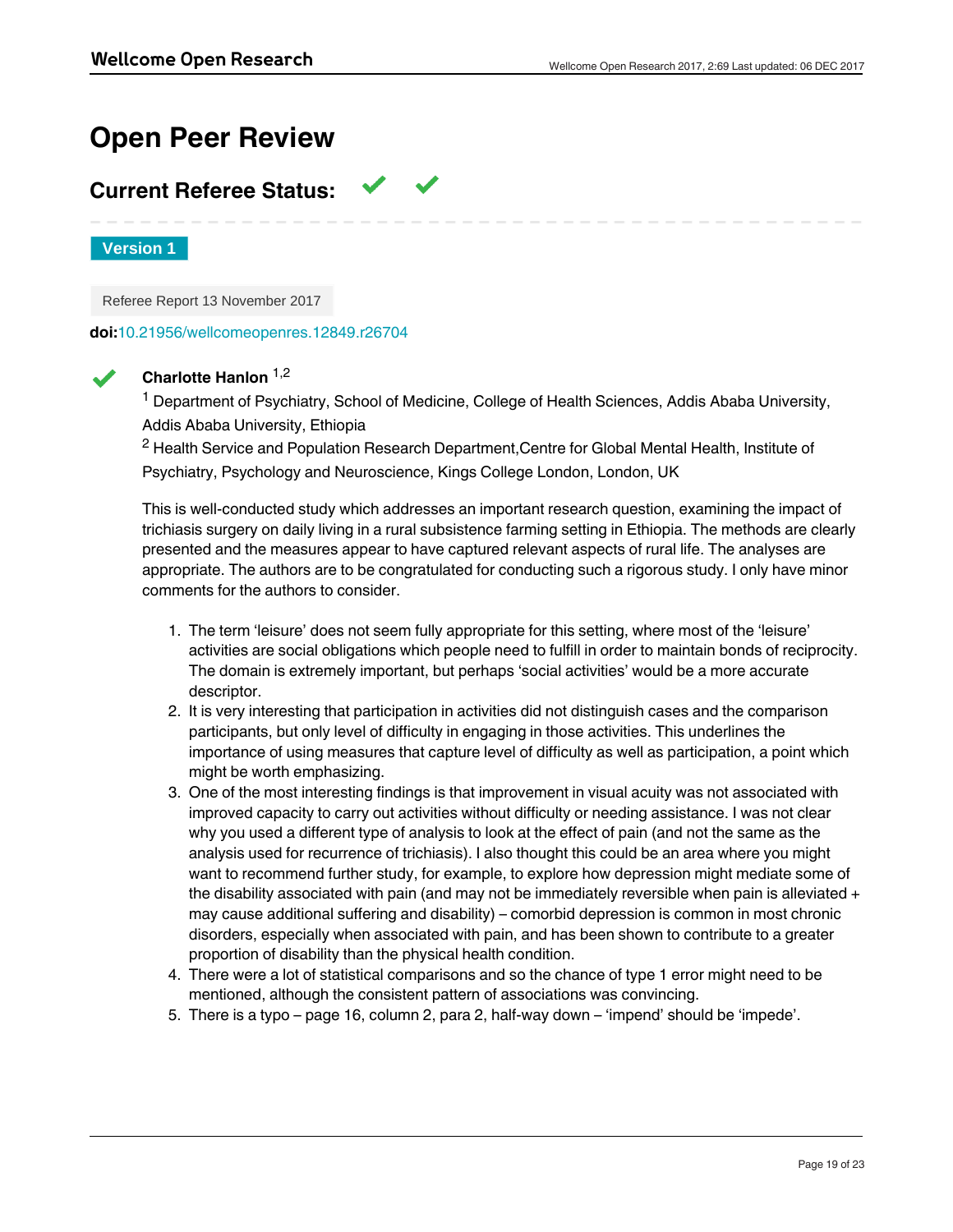# Open Peer Review

## Current Referee Status: ✔ ✔

**Version 1**

Referee Report 13 November 2017

**doi:**10.21956/wellcomeopenres.12849.r26704

✔ **Charlotte Hanlon** [1,2]

[1] Department of Psychiatry, School of Medicine, College of Health Sciences, Addis Ababa University, Addis Ababa University, Ethiopia

[2] Health Service and Population Research Department,Centre for Global Mental Health, Institute of Psychiatry, Psychology and Neuroscience, Kings College London, London, UK

This is well-conducted study which addresses an important research question, examining the impact of trichiasis surgery on daily living in a rural subsistence farming setting in Ethiopia. The methods are clearly presented and the measures appear to have captured relevant aspects of rural life. The analyses are appropriate. The authors are to be congratulated for conducting such a rigorous study. I only have minor comments for the authors to consider.

1. The term 'leisure' does not seem fully appropriate for this setting, where most of the 'leisure' activities are social obligations which people need to fulfill in order to maintain bonds of reciprocity. The domain is extremely important, but perhaps 'social activities' would be a more accurate descriptor.
2. It is very interesting that participation in activities did not distinguish cases and the comparison participants, but only level of difficulty in engaging in those activities. This underlines the importance of using measures that capture level of difficulty as well as participation, a point which might be worth emphasizing.
3. One of the most interesting findings is that improvement in visual acuity was not associated with improved capacity to carry out activities without difficulty or needing assistance. I was not clear why you used a different type of analysis to look at the effect of pain (and not the same as the analysis used for recurrence of trichiasis). I also thought this could be an area where you might want to recommend further study, for example, to explore how depression might mediate some of the disability associated with pain (and may not be immediately reversible when pain is alleviated + may cause additional suffering and disability) – comorbid depression is common in most chronic disorders, especially when associated with pain, and has been shown to contribute to a greater proportion of disability than the physical health condition.
4. There were a lot of statistical comparisons and so the chance of type 1 error might need to be mentioned, although the consistent pattern of associations was convincing.
5. There is a typo – page 16, column 2, para 2, half-way down – 'impend' should be 'impede'.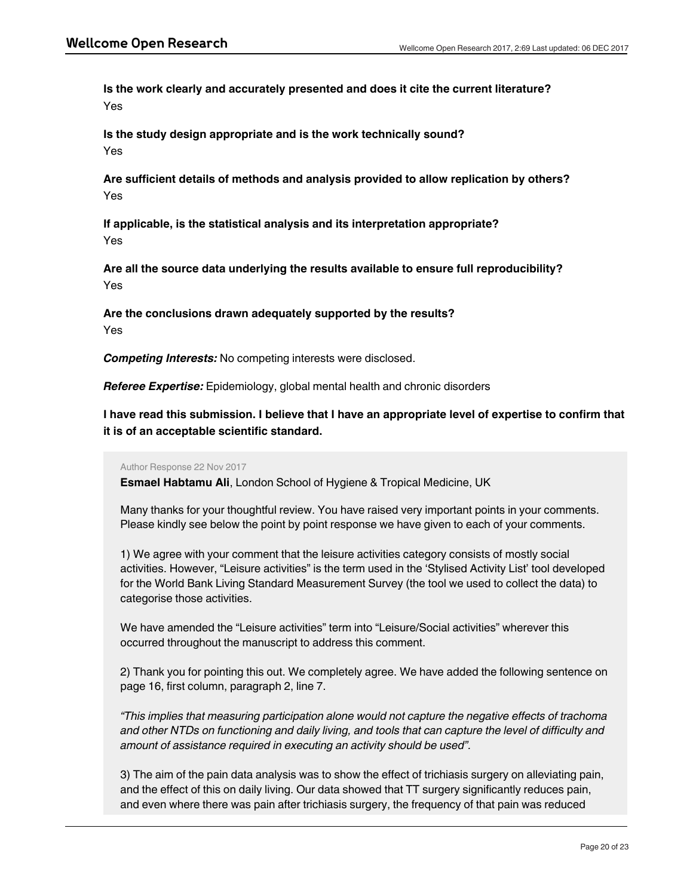**Is the work clearly and accurately presented and does it cite the current literature?**

Yes

**Is the study design appropriate and is the work technically sound?**

Yes

**Are sufficient details of methods and analysis provided to allow replication by others?**

Yes

**If applicable, is the statistical analysis and its interpretation appropriate?**

Yes

**Are all the source data underlying the results available to ensure full reproducibility?**

Yes

**Are the conclusions drawn adequately supported by the results?**

Yes

***Competing Interests:*** No competing interests were disclosed.

***Referee Expertise:*** Epidemiology, global mental health and chronic disorders

**I have read this submission. I believe that I have an appropriate level of expertise to confirm that it is of an acceptable scientific standard.**

Author Response 22 Nov 2017

**Esmael Habtamu Ali**, London School of Hygiene & Tropical Medicine, UK

Many thanks for your thoughtful review. You have raised very important points in your comments. Please kindly see below the point by point response we have given to each of your comments.

1) We agree with your comment that the leisure activities category consists of mostly social activities. However, "Leisure activities" is the term used in the 'Stylised Activity List' tool developed for the World Bank Living Standard Measurement Survey (the tool we used to collect the data) to categorise those activities.

We have amended the "Leisure activities" term into "Leisure/Social activities" wherever this occurred throughout the manuscript to address this comment.

2) Thank you for pointing this out. We completely agree. We have added the following sentence on page 16, first column, paragraph 2, line 7.

*"This implies that measuring participation alone would not capture the negative effects of trachoma and other NTDs on functioning and daily living, and tools that can capture the level of difficulty and amount of assistance required in executing an activity should be used".*

3) The aim of the pain data analysis was to show the effect of trichiasis surgery on alleviating pain, and the effect of this on daily living. Our data showed that TT surgery significantly reduces pain, and even where there was pain after trichiasis surgery, the frequency of that pain was reduced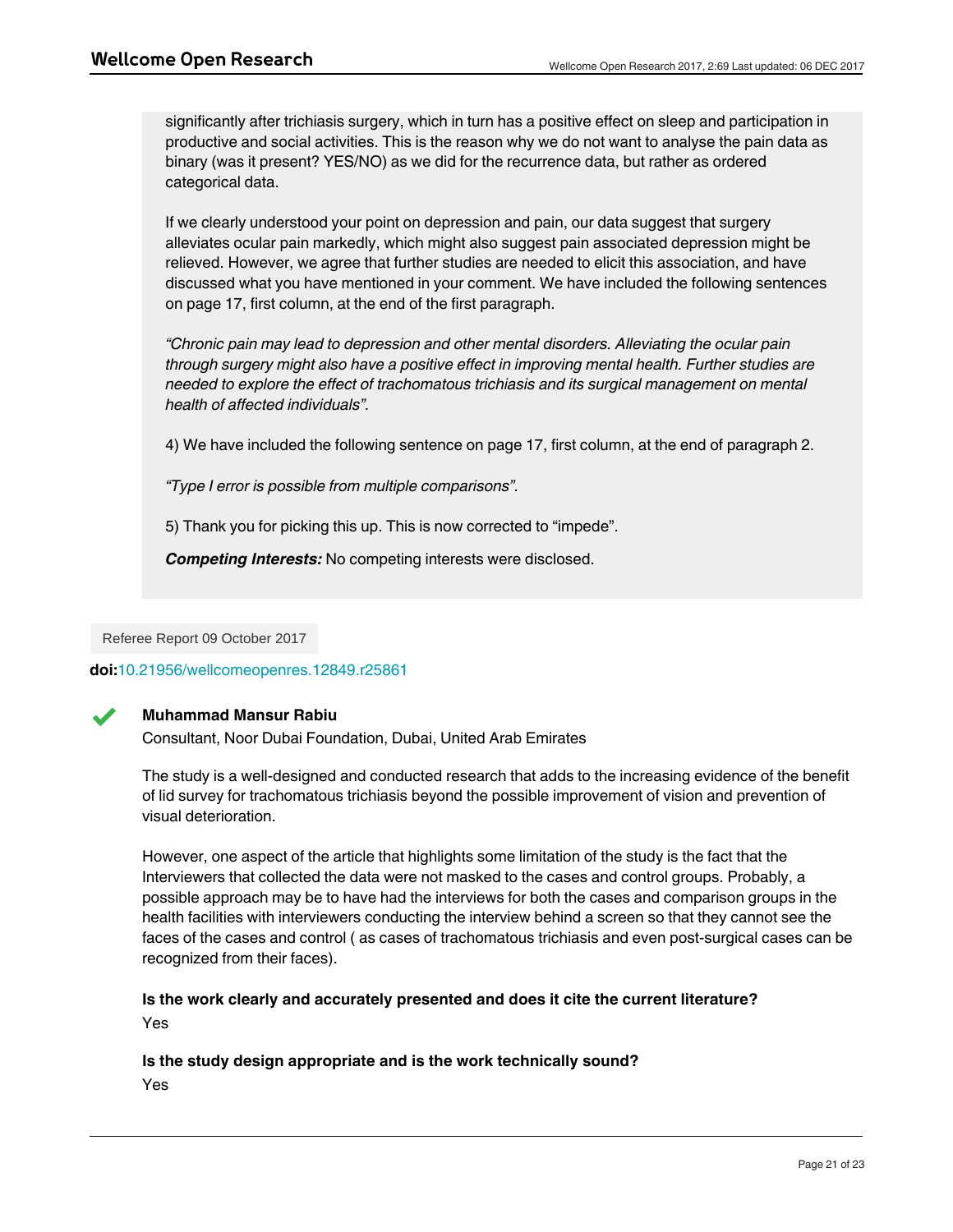significantly after trichiasis surgery, which in turn has a positive effect on sleep and participation in productive and social activities. This is the reason why we do not want to analyse the pain data as binary (was it present? YES/NO) as we did for the recurrence data, but rather as ordered categorical data.

If we clearly understood your point on depression and pain, our data suggest that surgery alleviates ocular pain markedly, which might also suggest pain associated depression might be relieved. However, we agree that further studies are needed to elicit this association, and have discussed what you have mentioned in your comment. We have included the following sentences on page 17, first column, at the end of the first paragraph.

*"Chronic pain may lead to depression and other mental disorders. Alleviating the ocular pain through surgery might also have a positive effect in improving mental health. Further studies are needed to explore the effect of trachomatous trichiasis and its surgical management on mental health of affected individuals".*

4) We have included the following sentence on page 17, first column, at the end of paragraph 2.

*"Type I error is possible from multiple comparisons".*

5) Thank you for picking this up. This is now corrected to "impede".

***Competing Interests:*** No competing interests were disclosed.

Referee Report 09 October 2017

**doi:**10.21956/wellcomeopenres.12849.r25861

**Muhammad Mansur Rabiu**

Consultant, Noor Dubai Foundation, Dubai, United Arab Emirates

The study is a well-designed and conducted research that adds to the increasing evidence of the benefit of lid survey for trachomatous trichiasis beyond the possible improvement of vision and prevention of visual deterioration.

However, one aspect of the article that highlights some limitation of the study is the fact that the Interviewers that collected the data were not masked to the cases and control groups. Probably, a possible approach may be to have had the interviews for both the cases and comparison groups in the health facilities with interviewers conducting the interview behind a screen so that they cannot see the faces of the cases and control ( as cases of trachomatous trichiasis and even post-surgical cases can be recognized from their faces).

**Is the work clearly and accurately presented and does it cite the current literature?**

Yes

**Is the study design appropriate and is the work technically sound?**

Yes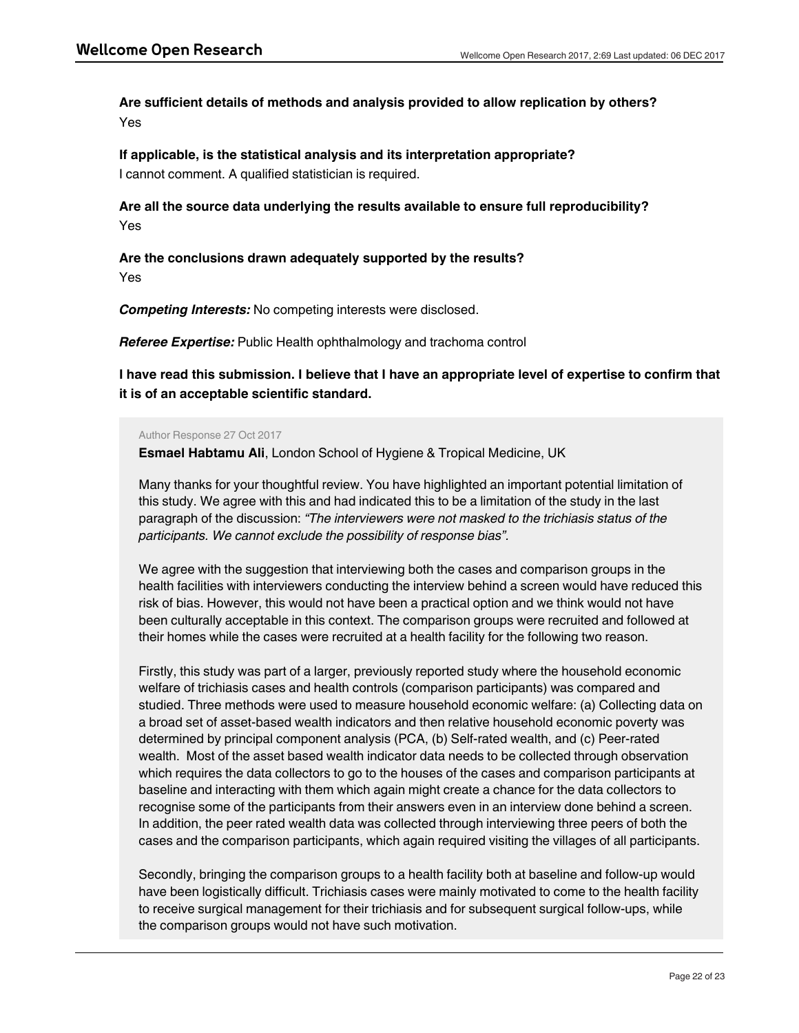**Are sufficient details of methods and analysis provided to allow replication by others?**
Yes

**If applicable, is the statistical analysis and its interpretation appropriate?**
I cannot comment. A qualified statistician is required.

**Are all the source data underlying the results available to ensure full reproducibility?**
Yes

**Are the conclusions drawn adequately supported by the results?**
Yes

***Competing Interests:*** No competing interests were disclosed.

***Referee Expertise:*** Public Health ophthalmology and trachoma control

**I have read this submission. I believe that I have an appropriate level of expertise to confirm that it is of an acceptable scientific standard.**

Author Response 27 Oct 2017

**Esmael Habtamu Ali**, London School of Hygiene & Tropical Medicine, UK

Many thanks for your thoughtful review. You have highlighted an important potential limitation of this study. We agree with this and had indicated this to be a limitation of the study in the last paragraph of the discussion: *"The interviewers were not masked to the trichiasis status of the participants. We cannot exclude the possibility of response bias".*

We agree with the suggestion that interviewing both the cases and comparison groups in the health facilities with interviewers conducting the interview behind a screen would have reduced this risk of bias. However, this would not have been a practical option and we think would not have been culturally acceptable in this context. The comparison groups were recruited and followed at their homes while the cases were recruited at a health facility for the following two reason.

Firstly, this study was part of a larger, previously reported study where the household economic welfare of trichiasis cases and health controls (comparison participants) was compared and studied. Three methods were used to measure household economic welfare: (a) Collecting data on a broad set of asset-based wealth indicators and then relative household economic poverty was determined by principal component analysis (PCA, (b) Self-rated wealth, and (c) Peer-rated wealth. Most of the asset based wealth indicator data needs to be collected through observation which requires the data collectors to go to the houses of the cases and comparison participants at baseline and interacting with them which again might create a chance for the data collectors to recognise some of the participants from their answers even in an interview done behind a screen. In addition, the peer rated wealth data was collected through interviewing three peers of both the cases and the comparison participants, which again required visiting the villages of all participants.

Secondly, bringing the comparison groups to a health facility both at baseline and follow-up would have been logistically difficult. Trichiasis cases were mainly motivated to come to the health facility to receive surgical management for their trichiasis and for subsequent surgical follow-ups, while the comparison groups would not have such motivation.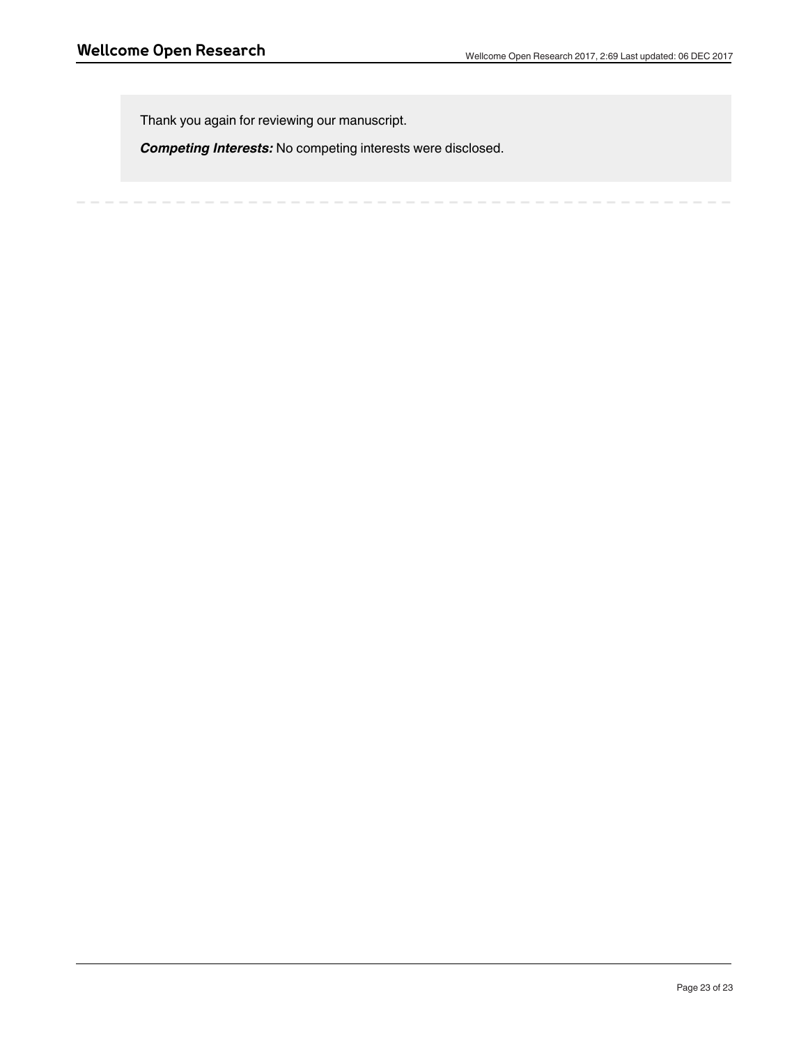Thank you again for reviewing our manuscript.

***Competing Interests:*** No competing interests were disclosed.